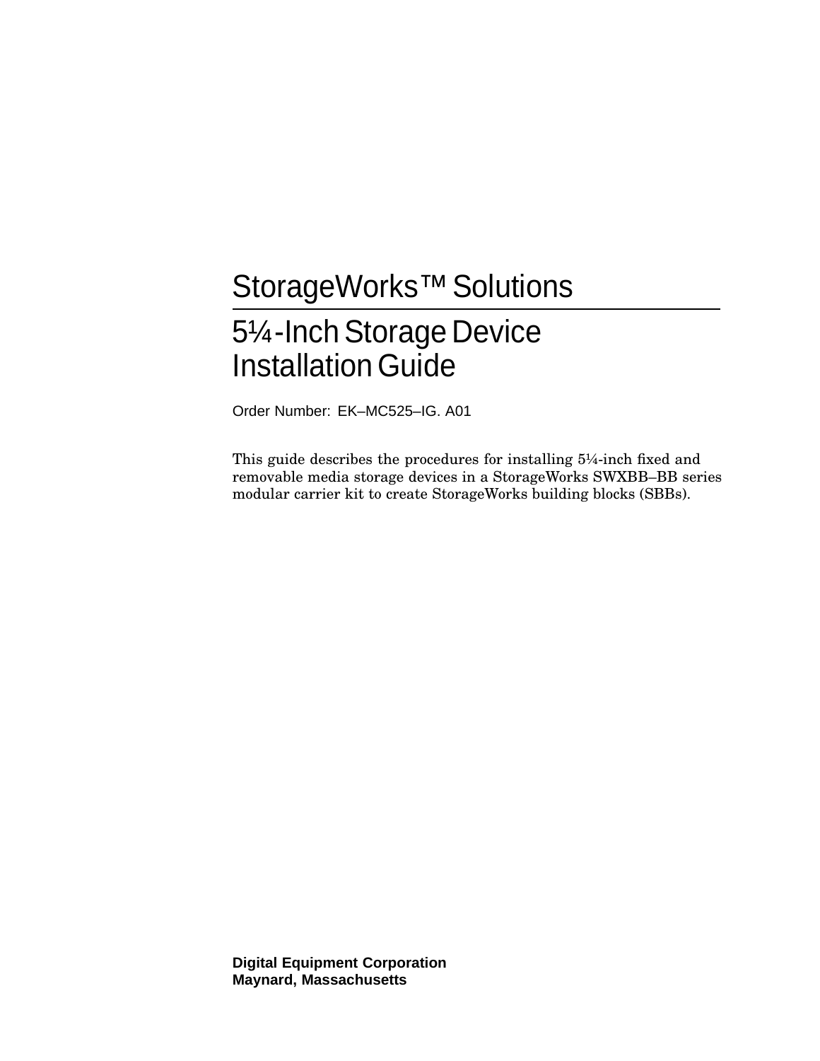# StorageWorks™ Solutions

# 5¼-Inch Storage Device Installation Guide

Order Number: EK–MC525–IG. A01

This guide describes the procedures for installing 5¼-inch fixed and removable media storage devices in a StorageWorks SWXBB–BB series modular carrier kit to create StorageWorks building blocks (SBBs).

**Digital Equipment Corporation**
**Maynard, Massachusetts**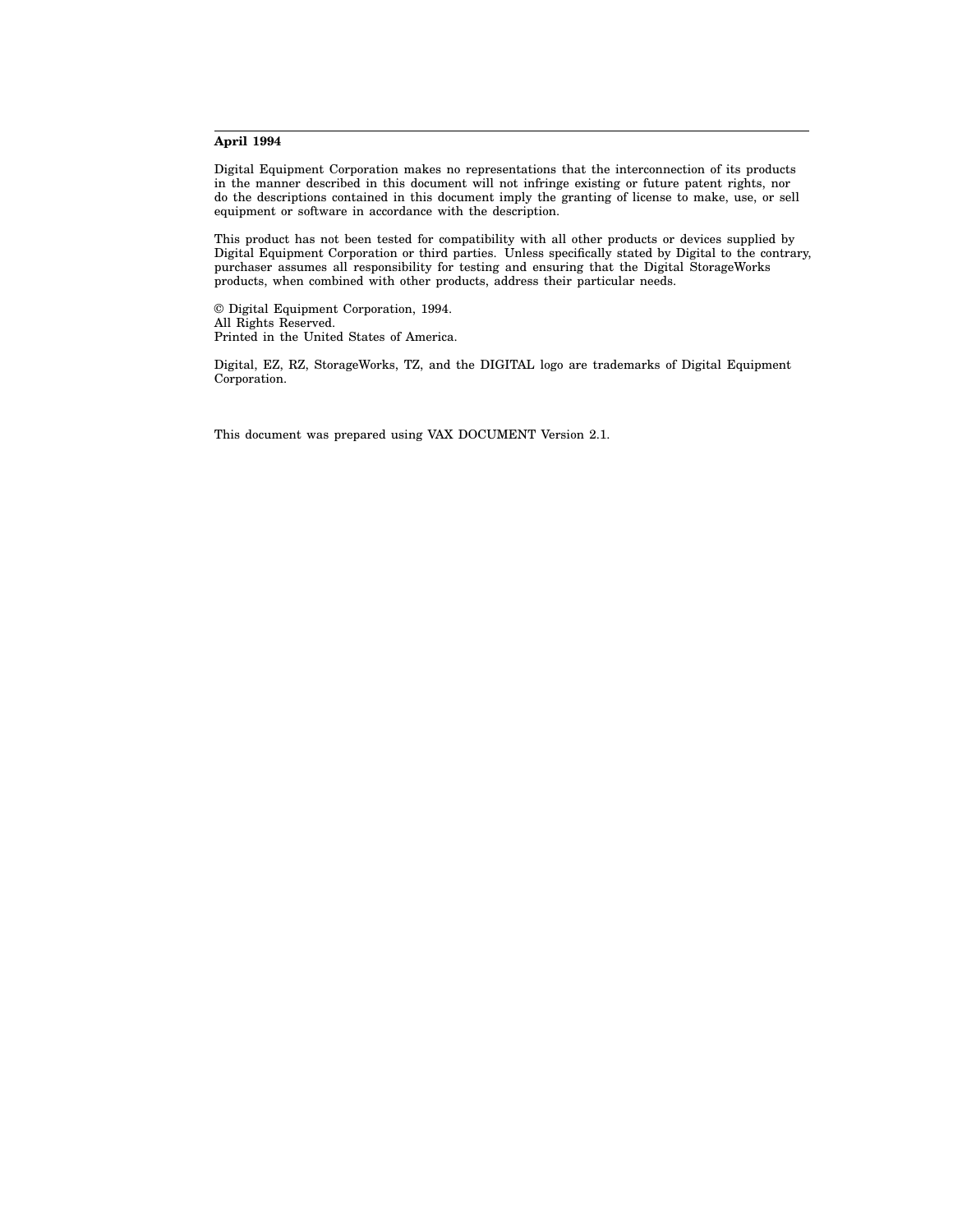**April 1994**

Digital Equipment Corporation makes no representations that the interconnection of its products in the manner described in this document will not infringe existing or future patent rights, nor do the descriptions contained in this document imply the granting of license to make, use, or sell equipment or software in accordance with the description.

This product has not been tested for compatibility with all other products or devices supplied by Digital Equipment Corporation or third parties. Unless specifically stated by Digital to the contrary, purchaser assumes all responsibility for testing and ensuring that the Digital StorageWorks products, when combined with other products, address their particular needs.

© Digital Equipment Corporation, 1994.
All Rights Reserved.
Printed in the United States of America.

Digital, EZ, RZ, StorageWorks, TZ, and the DIGITAL logo are trademarks of Digital Equipment Corporation.

This document was prepared using VAX DOCUMENT Version 2.1.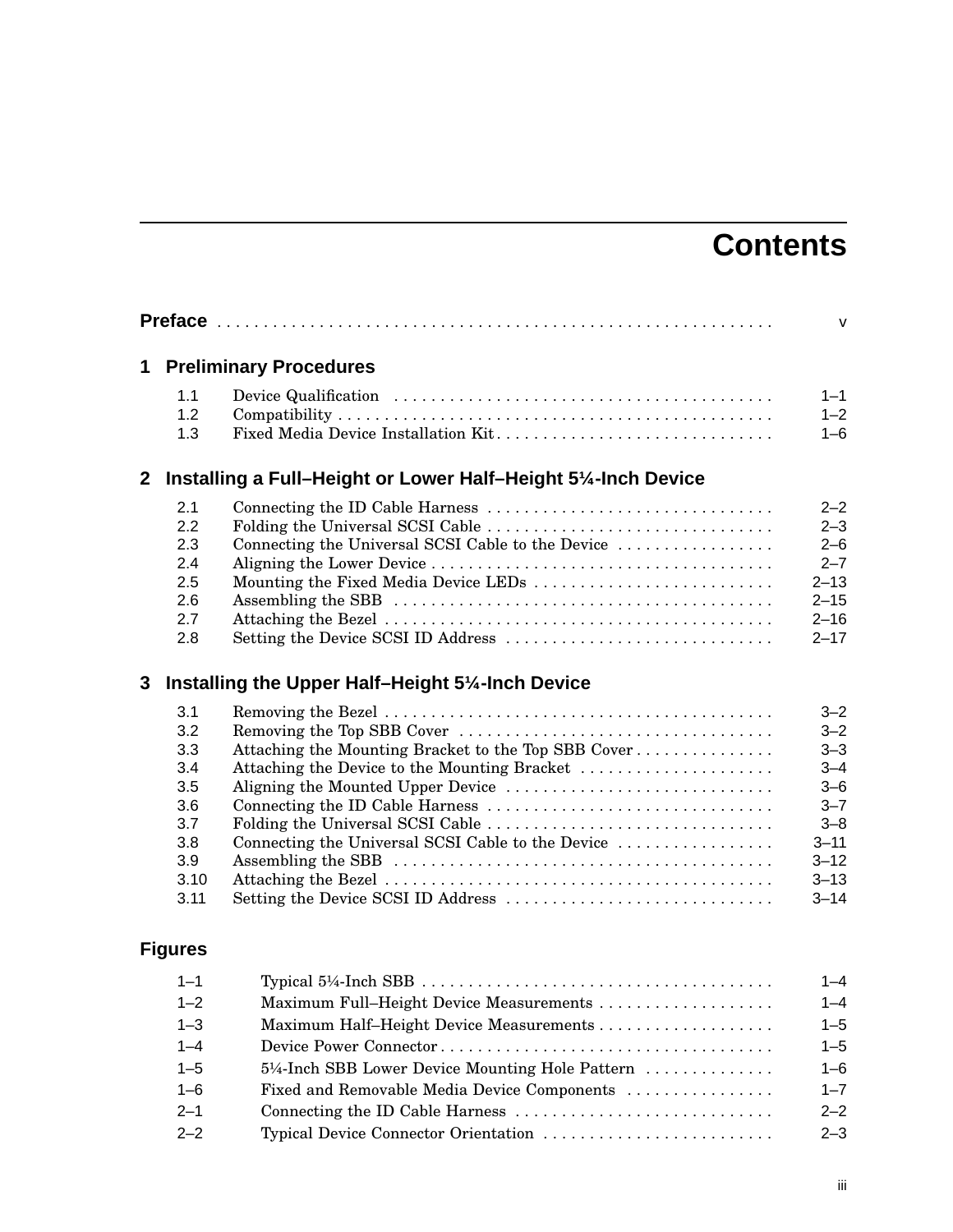# Contents

**Preface** . . . . . . . . . . . . . . . . . . . . . . . . . . . . . . . . . . . . . . . . . . . . . . . . . . . . . . . . . v

## 1 Preliminary Procedures

| | | |
|---|---|---|
| 1.1 | Device Qualification | 1–1 |
| 1.2 | Compatibility | 1–2 |
| 1.3 | Fixed Media Device Installation Kit | 1–6 |

## 2 Installing a Full–Height or Lower Half–Height 5¼-Inch Device

| | | |
|---|---|---|
| 2.1 | Connecting the ID Cable Harness | 2–2 |
| 2.2 | Folding the Universal SCSI Cable | 2–3 |
| 2.3 | Connecting the Universal SCSI Cable to the Device | 2–6 |
| 2.4 | Aligning the Lower Device | 2–7 |
| 2.5 | Mounting the Fixed Media Device LEDs | 2–13 |
| 2.6 | Assembling the SBB | 2–15 |
| 2.7 | Attaching the Bezel | 2–16 |
| 2.8 | Setting the Device SCSI ID Address | 2–17 |

## 3 Installing the Upper Half–Height 5¼-Inch Device

| | | |
|---|---|---|
| 3.1 | Removing the Bezel | 3–2 |
| 3.2 | Removing the Top SBB Cover | 3–2 |
| 3.3 | Attaching the Mounting Bracket to the Top SBB Cover | 3–3 |
| 3.4 | Attaching the Device to the Mounting Bracket | 3–4 |
| 3.5 | Aligning the Mounted Upper Device | 3–6 |
| 3.6 | Connecting the ID Cable Harness | 3–7 |
| 3.7 | Folding the Universal SCSI Cable | 3–8 |
| 3.8 | Connecting the Universal SCSI Cable to the Device | 3–11 |
| 3.9 | Assembling the SBB | 3–12 |
| 3.10 | Attaching the Bezel | 3–13 |
| 3.11 | Setting the Device SCSI ID Address | 3–14 |

## Figures

| | | |
|---|---|---|
| 1–1 | Typical 5¼-Inch SBB | 1–4 |
| 1–2 | Maximum Full–Height Device Measurements | 1–4 |
| 1–3 | Maximum Half–Height Device Measurements | 1–5 |
| 1–4 | Device Power Connector | 1–5 |
| 1–5 | 5¼-Inch SBB Lower Device Mounting Hole Pattern | 1–6 |
| 1–6 | Fixed and Removable Media Device Components | 1–7 |
| 2–1 | Connecting the ID Cable Harness | 2–2 |
| 2–2 | Typical Device Connector Orientation | 2–3 |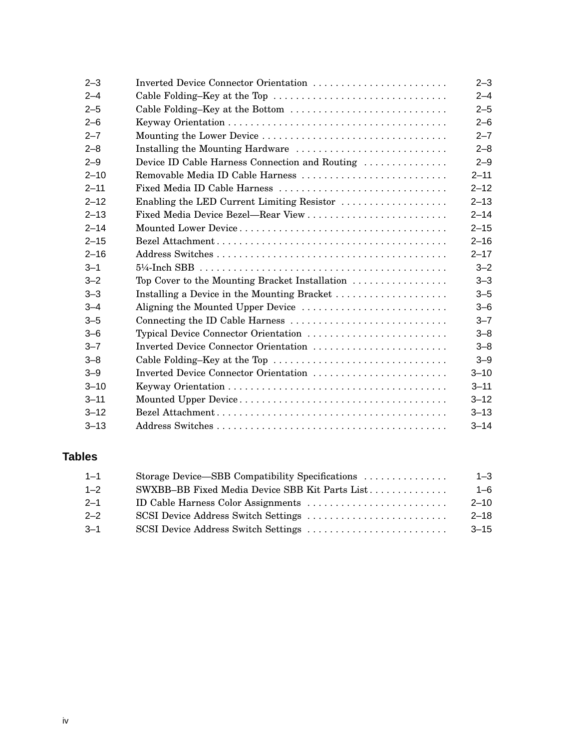| | | |
|---|---|---|
| 2–3 | Inverted Device Connector Orientation | 2–3 |
| 2–4 | Cable Folding–Key at the Top | 2–4 |
| 2–5 | Cable Folding–Key at the Bottom | 2–5 |
| 2–6 | Keyway Orientation | 2–6 |
| 2–7 | Mounting the Lower Device | 2–7 |
| 2–8 | Installing the Mounting Hardware | 2–8 |
| 2–9 | Device ID Cable Harness Connection and Routing | 2–9 |
| 2–10 | Removable Media ID Cable Harness | 2–11 |
| 2–11 | Fixed Media ID Cable Harness | 2–12 |
| 2–12 | Enabling the LED Current Limiting Resistor | 2–13 |
| 2–13 | Fixed Media Device Bezel—Rear View | 2–14 |
| 2–14 | Mounted Lower Device | 2–15 |
| 2–15 | Bezel Attachment | 2–16 |
| 2–16 | Address Switches | 2–17 |
| 3–1 | 5¼-Inch SBB | 3–2 |
| 3–2 | Top Cover to the Mounting Bracket Installation | 3–3 |
| 3–3 | Installing a Device in the Mounting Bracket | 3–5 |
| 3–4 | Aligning the Mounted Upper Device | 3–6 |
| 3–5 | Connecting the ID Cable Harness | 3–7 |
| 3–6 | Typical Device Connector Orientation | 3–8 |
| 3–7 | Inverted Device Connector Orientation | 3–8 |
| 3–8 | Cable Folding–Key at the Top | 3–9 |
| 3–9 | Inverted Device Connector Orientation | 3–10 |
| 3–10 | Keyway Orientation | 3–11 |
| 3–11 | Mounted Upper Device | 3–12 |
| 3–12 | Bezel Attachment | 3–13 |
| 3–13 | Address Switches | 3–14 |

## Tables

| | | |
|---|---|---|
| 1–1 | Storage Device—SBB Compatibility Specifications | 1–3 |
| 1–2 | SWXBB–BB Fixed Media Device SBB Kit Parts List | 1–6 |
| 2–1 | ID Cable Harness Color Assignments | 2–10 |
| 2–2 | SCSI Device Address Switch Settings | 2–18 |
| 3–1 | SCSI Device Address Switch Settings | 3–15 |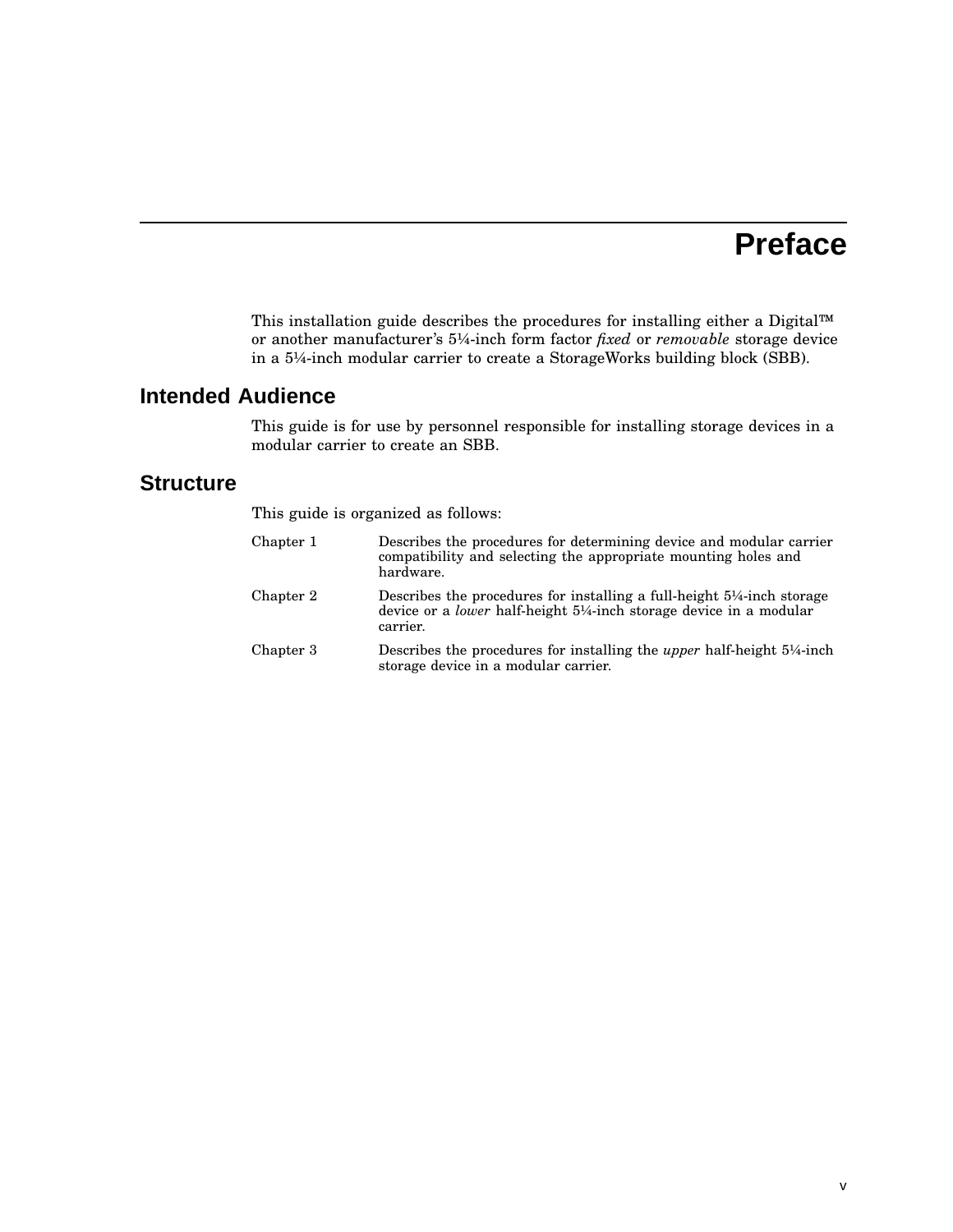# Preface

This installation guide describes the procedures for installing either a Digital™ or another manufacturer's 5¼-inch form factor *fixed* or *removable* storage device in a 5¼-inch modular carrier to create a StorageWorks building block (SBB).

## Intended Audience

This guide is for use by personnel responsible for installing storage devices in a modular carrier to create an SBB.

## Structure

This guide is organized as follows:

| | |
|---|---|
| Chapter 1 | Describes the procedures for determining device and modular carrier compatibility and selecting the appropriate mounting holes and hardware. |
| Chapter 2 | Describes the procedures for installing a full-height 5¼-inch storage device or a *lower* half-height 5¼-inch storage device in a modular carrier. |
| Chapter 3 | Describes the procedures for installing the *upper* half-height 5¼-inch storage device in a modular carrier. |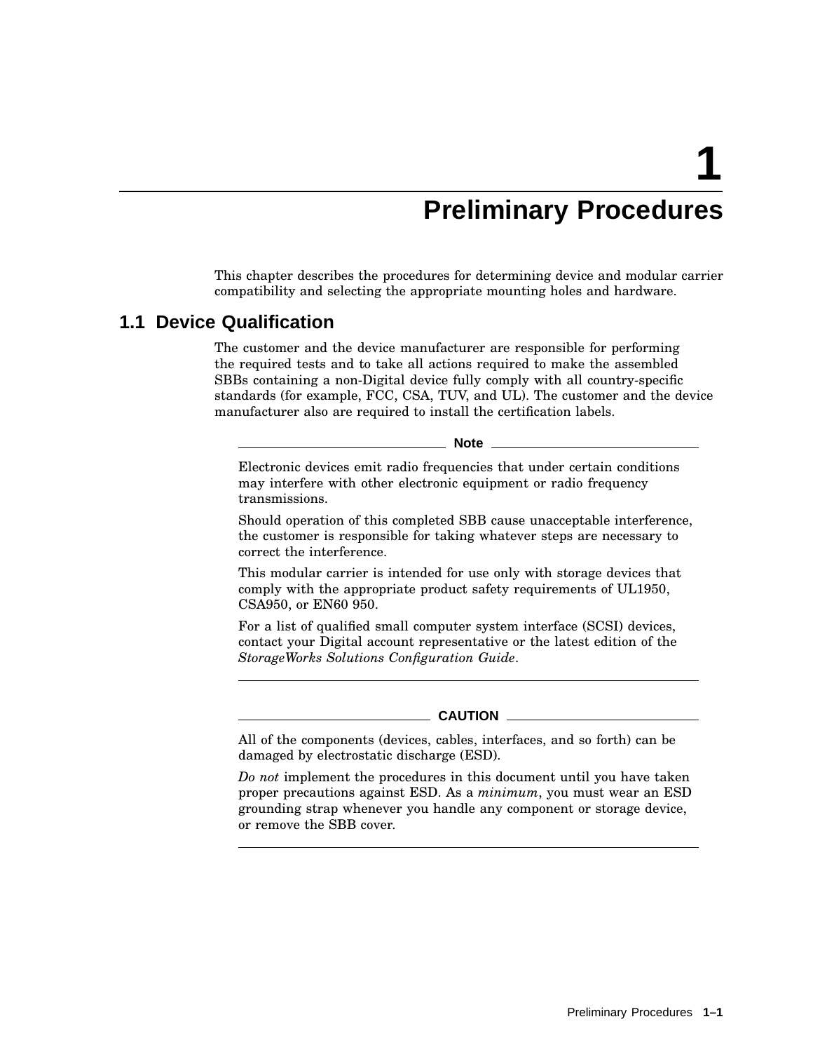# 1 Preliminary Procedures

This chapter describes the procedures for determining device and modular carrier compatibility and selecting the appropriate mounting holes and hardware.

## 1.1 Device Qualification

The customer and the device manufacturer are responsible for performing the required tests and to take all actions required to make the assembled SBBs containing a non-Digital device fully comply with all country-specific standards (for example, FCC, CSA, TUV, and UL). The customer and the device manufacturer also are required to install the certification labels.

**Note**

Electronic devices emit radio frequencies that under certain conditions may interfere with other electronic equipment or radio frequency transmissions.

Should operation of this completed SBB cause unacceptable interference, the customer is responsible for taking whatever steps are necessary to correct the interference.

This modular carrier is intended for use only with storage devices that comply with the appropriate product safety requirements of UL1950, CSA950, or EN60 950.

For a list of qualified small computer system interface (SCSI) devices, contact your Digital account representative or the latest edition of the *StorageWorks Solutions Configuration Guide*.

---

**CAUTION**

All of the components (devices, cables, interfaces, and so forth) can be damaged by electrostatic discharge (ESD).

*Do not* implement the procedures in this document until you have taken proper precautions against ESD. As a *minimum*, you must wear an ESD grounding strap whenever you handle any component or storage device, or remove the SBB cover.

---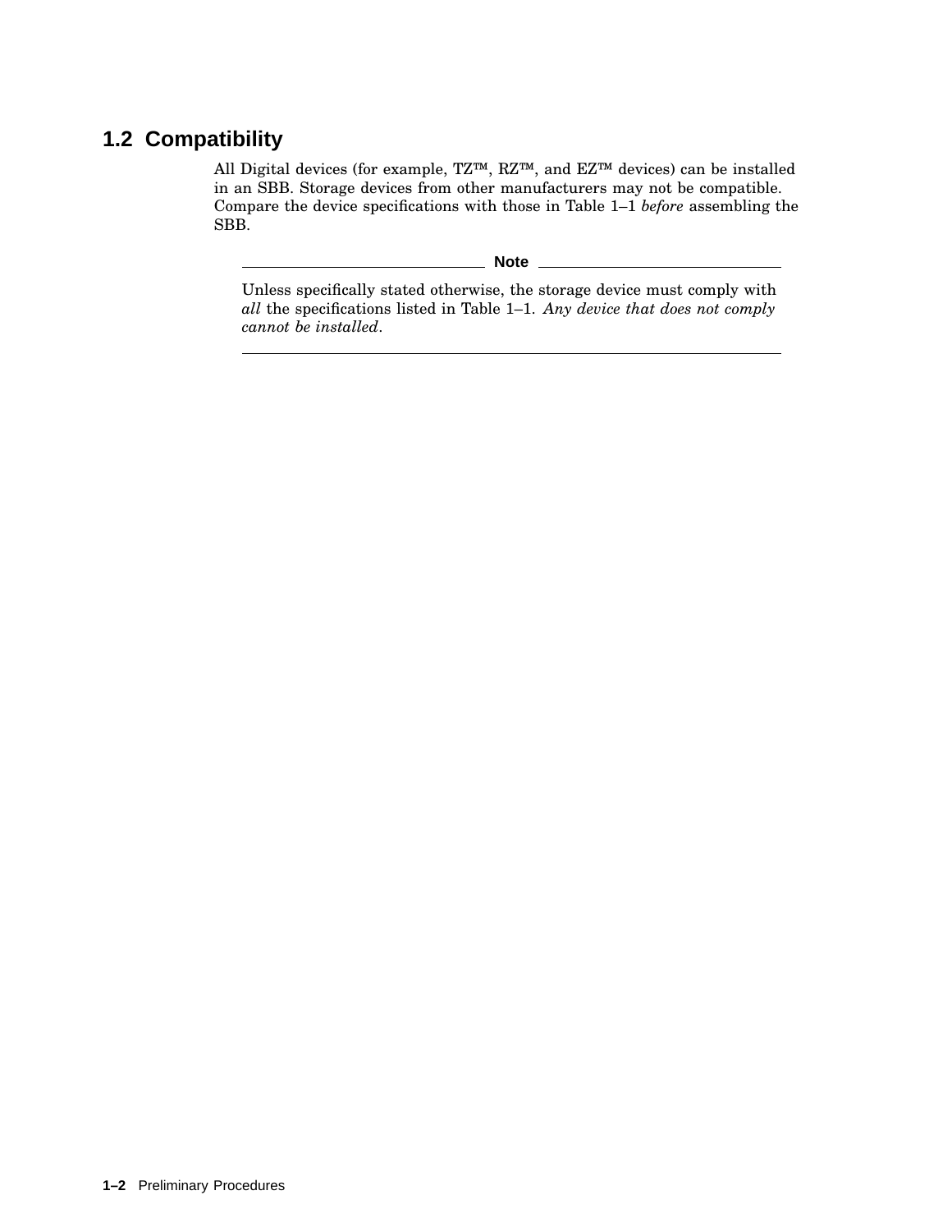## 1.2 Compatibility

All Digital devices (for example, TZ™, RZ™, and EZ™ devices) can be installed in an SBB. Storage devices from other manufacturers may not be compatible. Compare the device specifications with those in Table 1–1 *before* assembling the SBB.

**Note**

Unless specifically stated otherwise, the storage device must comply with *all* the specifications listed in Table 1–1. *Any device that does not comply cannot be installed*.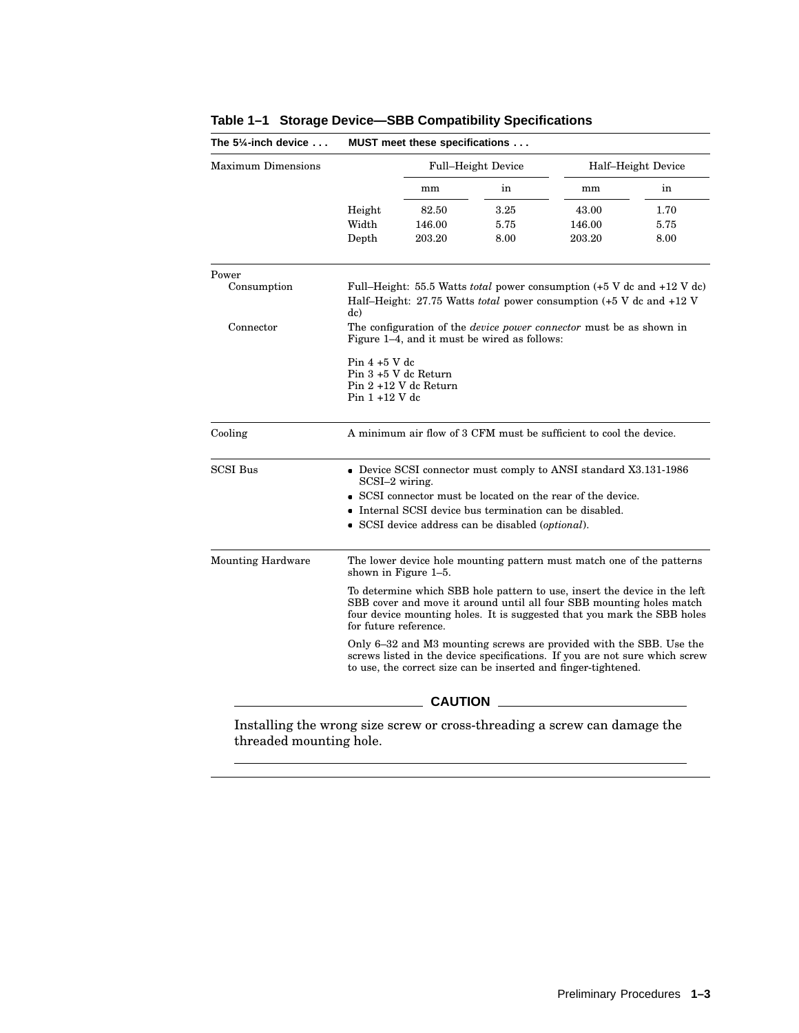**Table 1–1 Storage Device—SBB Compatibility Specifications**

| The 5¼-inch device . . . | MUST meet these specifications . . . | | | | |
|---|---|---|---|---|---|
| Maximum Dimensions | | Full–Height Device | | Half–Height Device | |
| | | mm | in | mm | in |
| | Height | 82.50 | 3.25 | 43.00 | 1.70 |
| | Width | 146.00 | 5.75 | 146.00 | 5.75 |
| | Depth | 203.20 | 8.00 | 203.20 | 8.00 |

| The 5¼-inch device . . . | MUST meet these specifications . . . |
|---|---|
| Power Consumption | Full–Height: 55.5 Watts *total* power consumption (+5 V dc and +12 V dc)<br>Half–Height: 27.75 Watts *total* power consumption (+5 V dc and +12 V dc) |
| Power Connector | The configuration of the *device power connector* must be as shown in Figure 1–4, and it must be wired as follows:<br>Pin 4 +5 V dc<br>Pin 3 +5 V dc Return<br>Pin 2 +12 V dc Return<br>Pin 1 +12 V dc |
| Cooling | A minimum air flow of 3 CFM must be sufficient to cool the device. |
| SCSI Bus | • Device SCSI connector must comply to ANSI standard X3.131-1986 SCSI–2 wiring.<br>• SCSI connector must be located on the rear of the device.<br>• Internal SCSI device bus termination can be disabled.<br>• SCSI device address can be disabled (*optional*). |
| Mounting Hardware | The lower device hole mounting pattern must match one of the patterns shown in Figure 1–5.<br>To determine which SBB hole pattern to use, insert the device in the left SBB cover and move it around until all four SBB mounting holes match four device mounting holes. It is suggested that you mark the SBB holes for future reference.<br>Only 6–32 and M3 mounting screws are provided with the SBB. Use the screws listed in the device specifications. If you are not sure which screw to use, the correct size can be inserted and finger-tightened. |

**CAUTION**

Installing the wrong size screw or cross-threading a screw can damage the threaded mounting hole.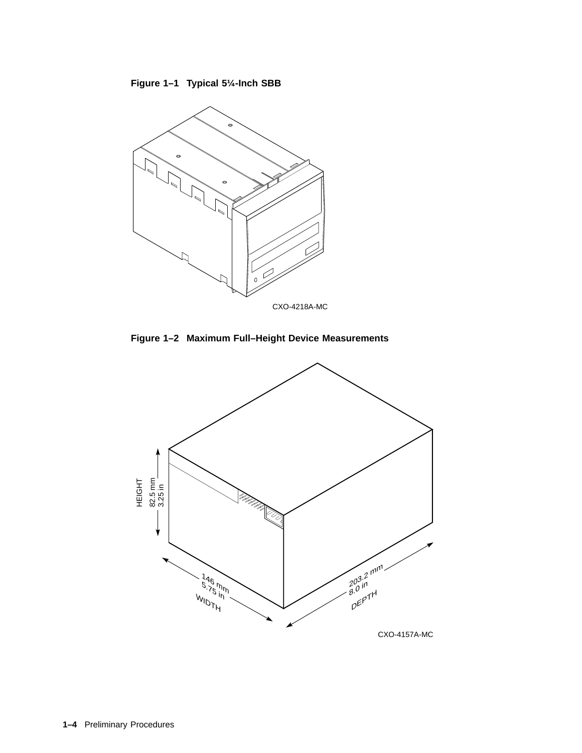**Figure 1–1 Typical 5¼-Inch SBB**

CXO-4218A-MC

**Figure 1–2 Maximum Full–Height Device Measurements**

HEIGHT 82.5 mm 3.25 in

146 mm 5.75 in WIDTH

203.2 mm 8.0 in DEPTH

CXO-4157A-MC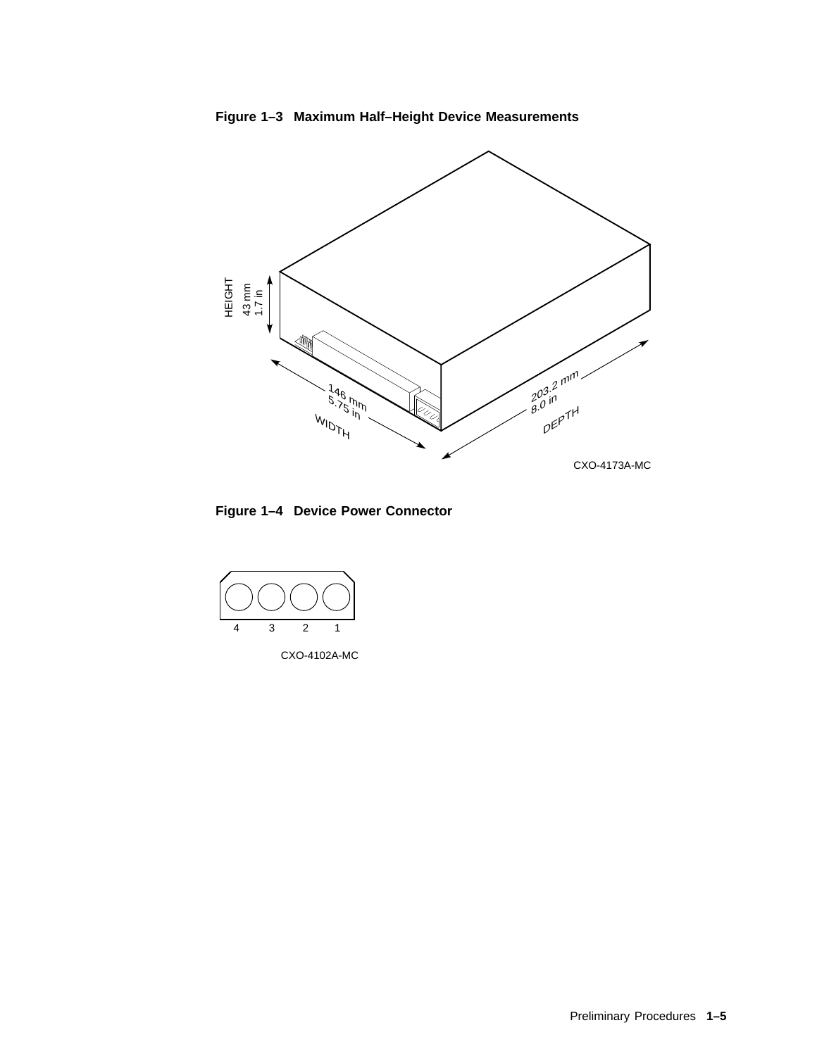**Figure 1–3 Maximum Half–Height Device Measurements**

HEIGHT
43 mm
1.7 in

146 mm
5.75 in
WIDTH

203.2 mm
8.0 in
DEPTH

CXO-4173A-MC

**Figure 1–4 Device Power Connector**

4 3 2 1

CXO-4102A-MC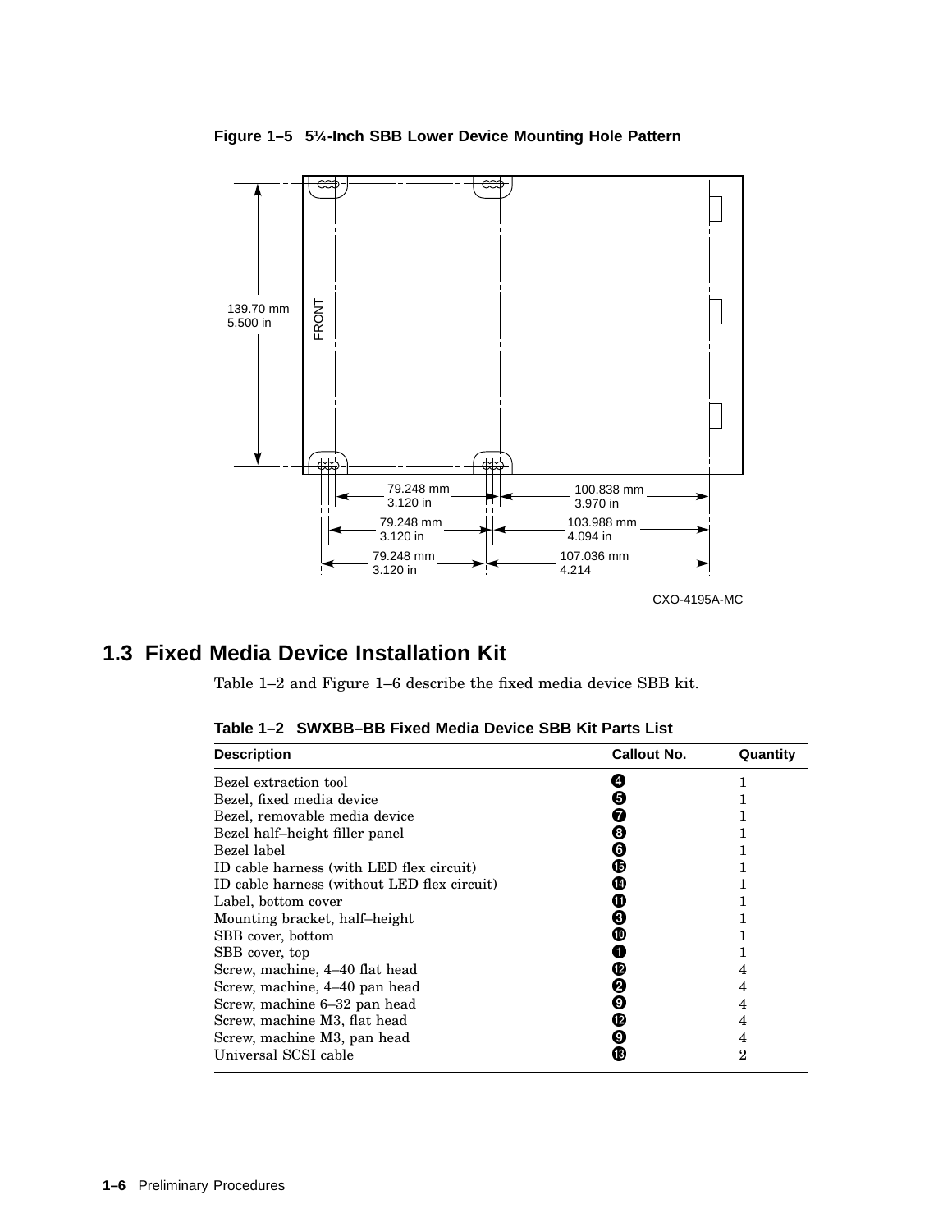**Figure 1–5 5¼-Inch SBB Lower Device Mounting Hole Pattern**

## 1.3 Fixed Media Device Installation Kit

Table 1–2 and Figure 1–6 describe the fixed media device SBB kit.

**Table 1–2 SWXBB–BB Fixed Media Device SBB Kit Parts List**

| Description | Callout No. | Quantity |
|---|---|---|
| Bezel extraction tool | ❹ | 1 |
| Bezel, fixed media device | ❺ | 1 |
| Bezel, removable media device | ❼ | 1 |
| Bezel half–height filler panel | ❽ | 1 |
| Bezel label | ❻ | 1 |
| ID cable harness (with LED flex circuit) | ⓯ | 1 |
| ID cable harness (without LED flex circuit) | ⓮ | 1 |
| Label, bottom cover | ⓫ | 1 |
| Mounting bracket, half–height | ❸ | 1 |
| SBB cover, bottom | ❿ | 1 |
| SBB cover, top | ❶ | 1 |
| Screw, machine, 4–40 flat head | ⓬ | 4 |
| Screw, machine, 4–40 pan head | ❷ | 4 |
| Screw, machine 6–32 pan head | ❾ | 4 |
| Screw, machine M3, flat head | ⓬ | 4 |
| Screw, machine M3, pan head | ❾ | 4 |
| Universal SCSI cable | ⓭ | 2 |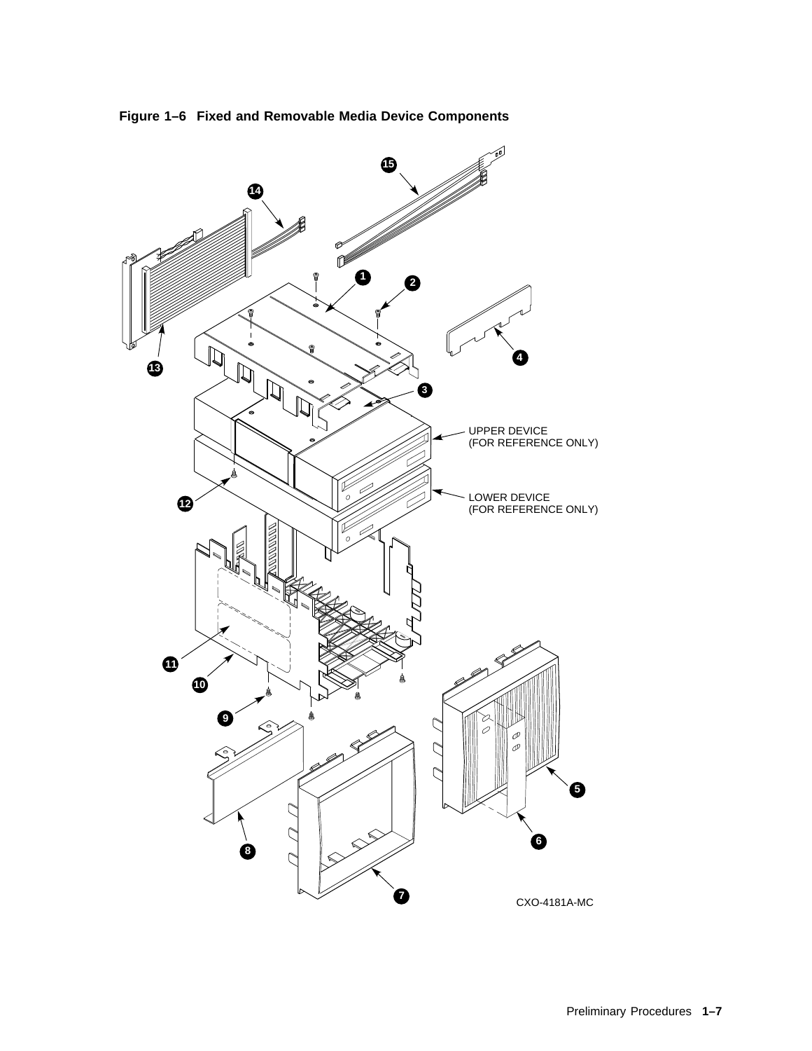**Figure 1–6 Fixed and Removable Media Device Components**

UPPER DEVICE (FOR REFERENCE ONLY)

LOWER DEVICE (FOR REFERENCE ONLY)

CXO-4181A-MC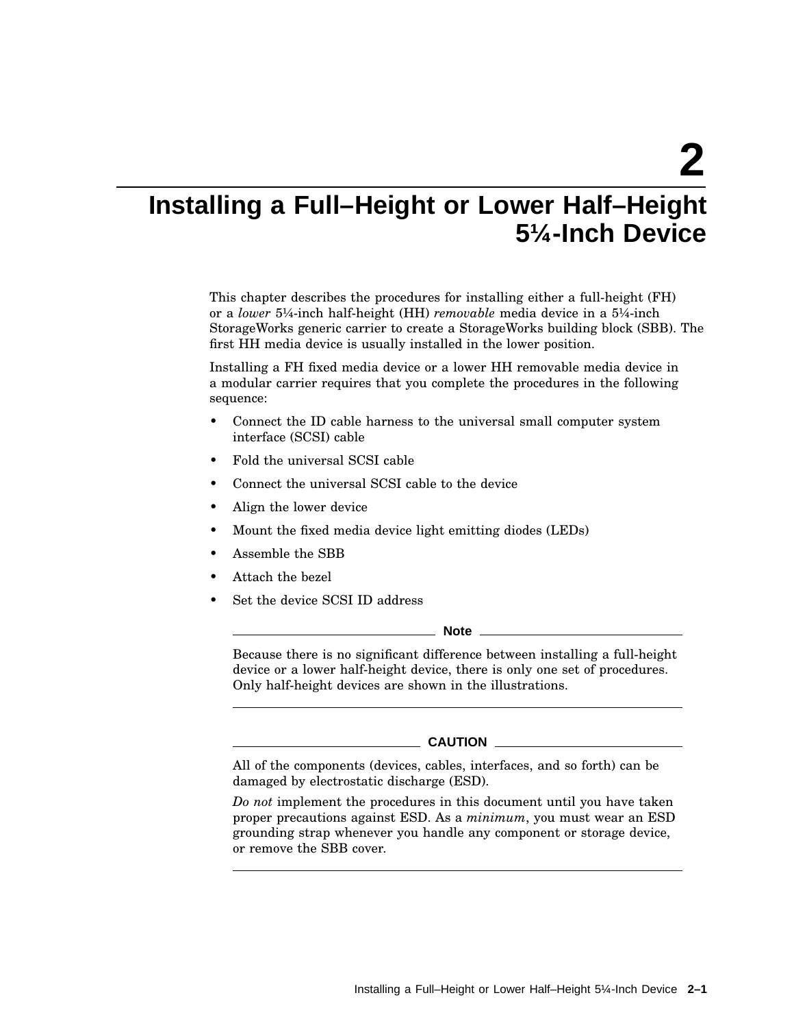# 2 Installing a Full–Height or Lower Half–Height 5¼-Inch Device

This chapter describes the procedures for installing either a full-height (FH) or a *lower* 5¼-inch half-height (HH) *removable* media device in a 5¼-inch StorageWorks generic carrier to create a StorageWorks building block (SBB). The first HH media device is usually installed in the lower position.

Installing a FH fixed media device or a lower HH removable media device in a modular carrier requires that you complete the procedures in the following sequence:

- Connect the ID cable harness to the universal small computer system interface (SCSI) cable
- Fold the universal SCSI cable
- Connect the universal SCSI cable to the device
- Align the lower device
- Mount the fixed media device light emitting diodes (LEDs)
- Assemble the SBB
- Attach the bezel
- Set the device SCSI ID address

**Note**

Because there is no significant difference between installing a full-height device or a lower half-height device, there is only one set of procedures. Only half-height devices are shown in the illustrations.

**CAUTION**

All of the components (devices, cables, interfaces, and so forth) can be damaged by electrostatic discharge (ESD).

*Do not* implement the procedures in this document until you have taken proper precautions against ESD. As a *minimum*, you must wear an ESD grounding strap whenever you handle any component or storage device, or remove the SBB cover.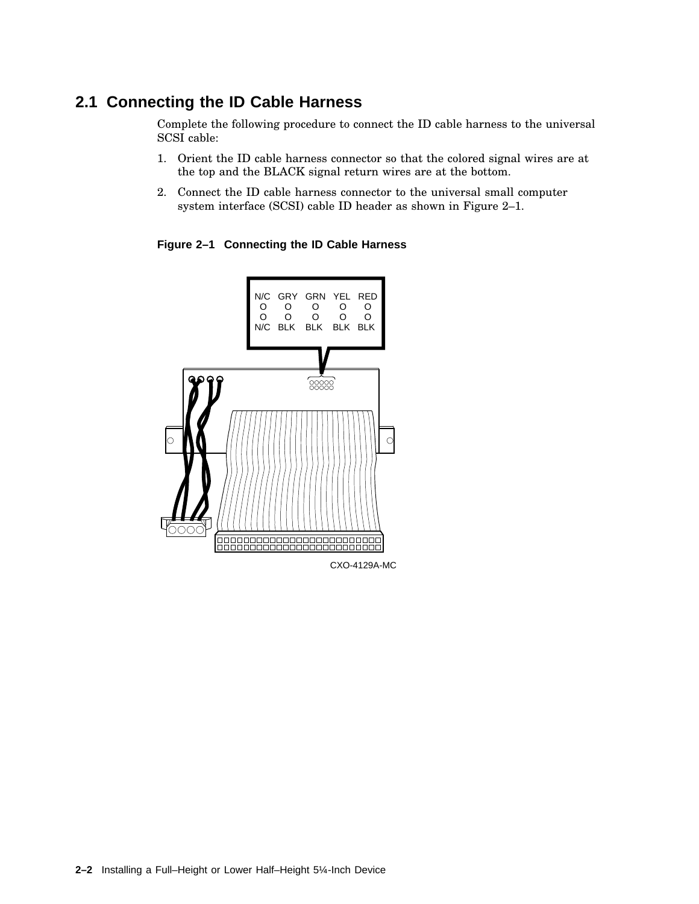## 2.1 Connecting the ID Cable Harness

Complete the following procedure to connect the ID cable harness to the universal SCSI cable:

1. Orient the ID cable harness connector so that the colored signal wires are at the top and the BLACK signal return wires are at the bottom.
2. Connect the ID cable harness connector to the universal small computer system interface (SCSI) cable ID header as shown in Figure 2–1.

**Figure 2–1 Connecting the ID Cable Harness**

| N/C | GRY | GRN | YEL | RED |
|---|---|---|---|---|
| O | O | O | O | O |
| O | O | O | O | O |
| N/C | BLK | BLK | BLK | BLK |

CXO-4129A-MC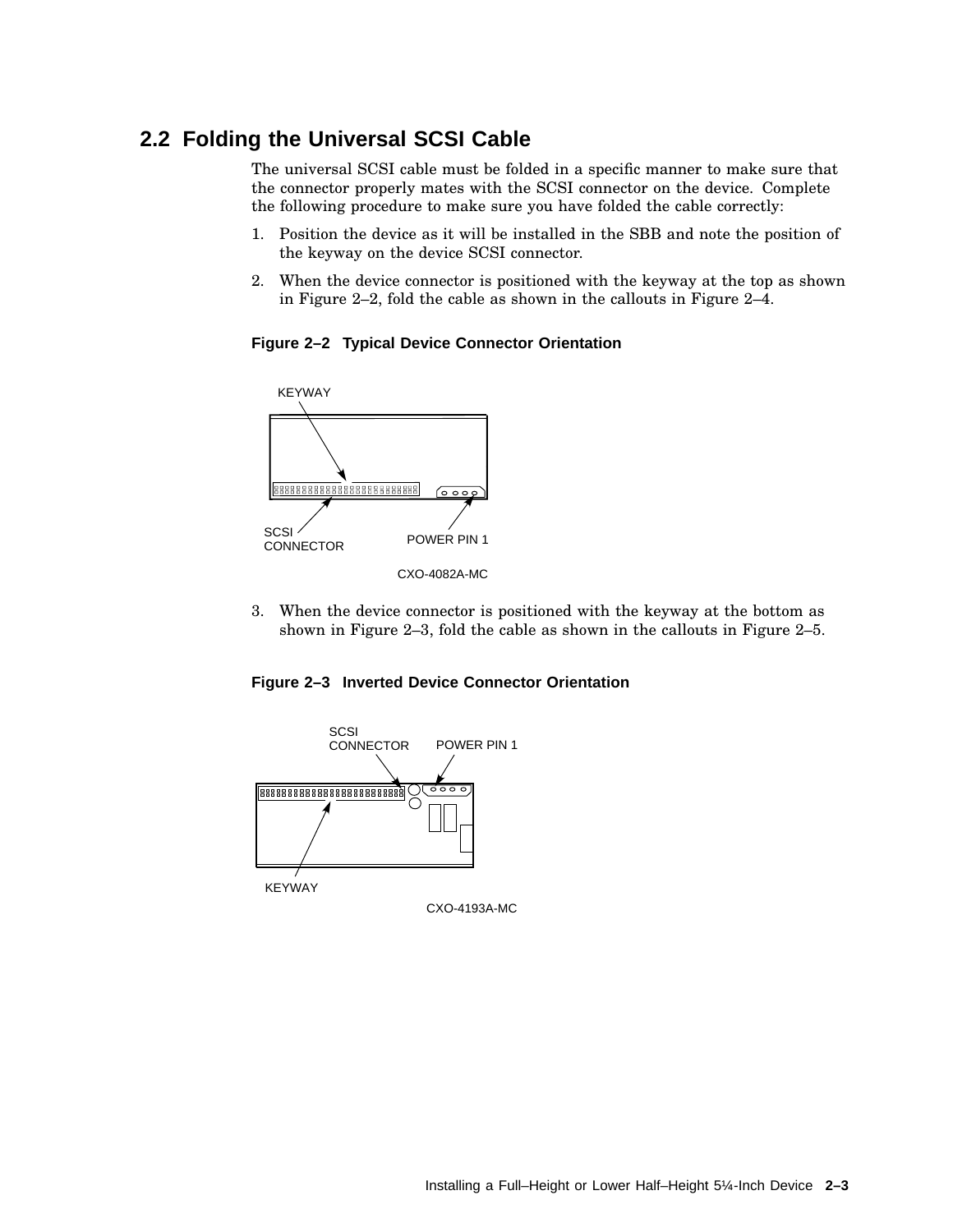## 2.2 Folding the Universal SCSI Cable

The universal SCSI cable must be folded in a specific manner to make sure that the connector properly mates with the SCSI connector on the device. Complete the following procedure to make sure you have folded the cable correctly:

1. Position the device as it will be installed in the SBB and note the position of the keyway on the device SCSI connector.
2. When the device connector is positioned with the keyway at the top as shown in Figure 2–2, fold the cable as shown in the callouts in Figure 2–4.

**Figure 2–2 Typical Device Connector Orientation**

KEYWAY

SCSI CONNECTOR

POWER PIN 1

CXO-4082A-MC

3. When the device connector is positioned with the keyway at the bottom as shown in Figure 2–3, fold the cable as shown in the callouts in Figure 2–5.

**Figure 2–3 Inverted Device Connector Orientation**

SCSI CONNECTOR

POWER PIN 1

KEYWAY

CXO-4193A-MC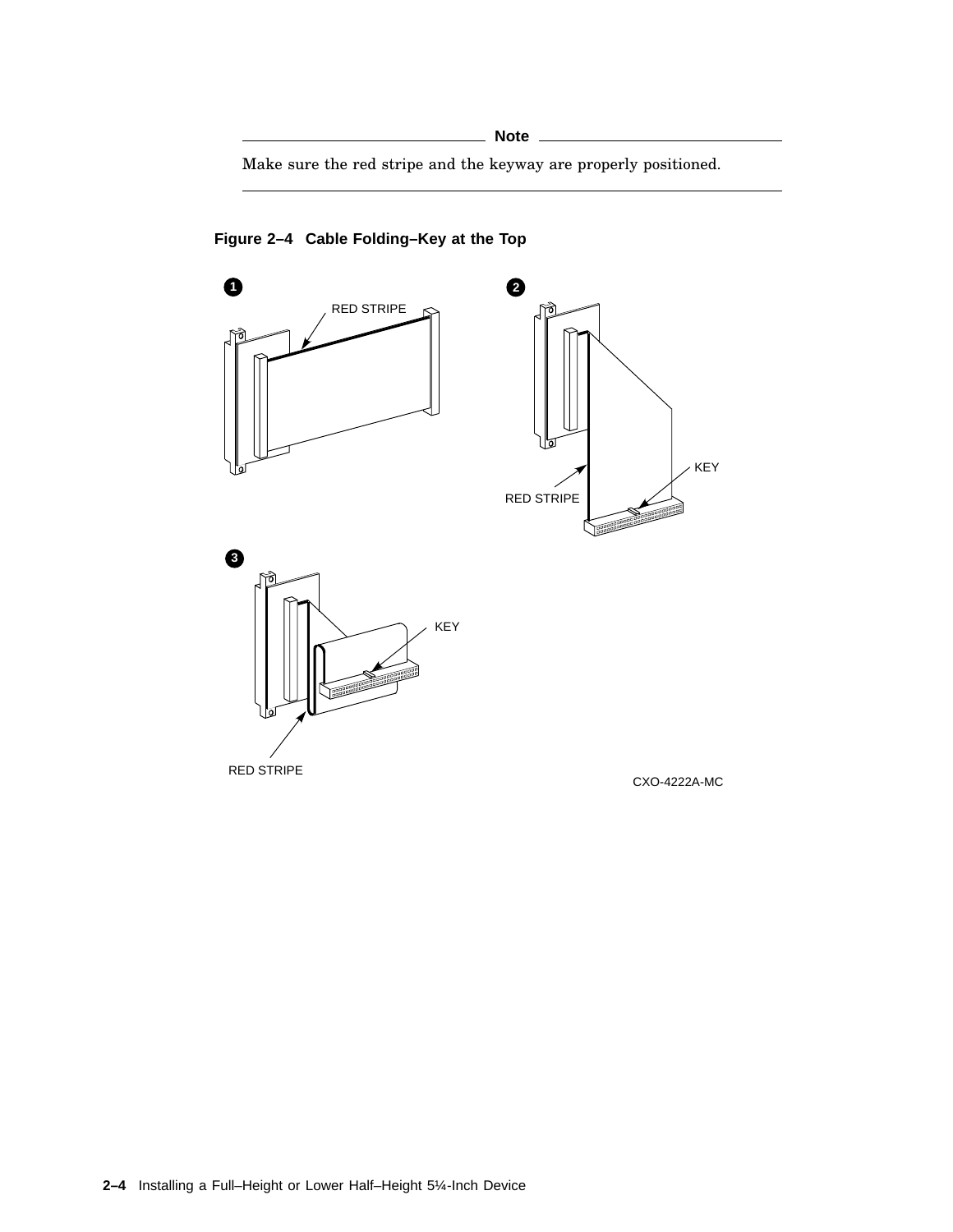**Note**

Make sure the red stripe and the keyway are properly positioned.

---

**Figure 2–4 Cable Folding–Key at the Top**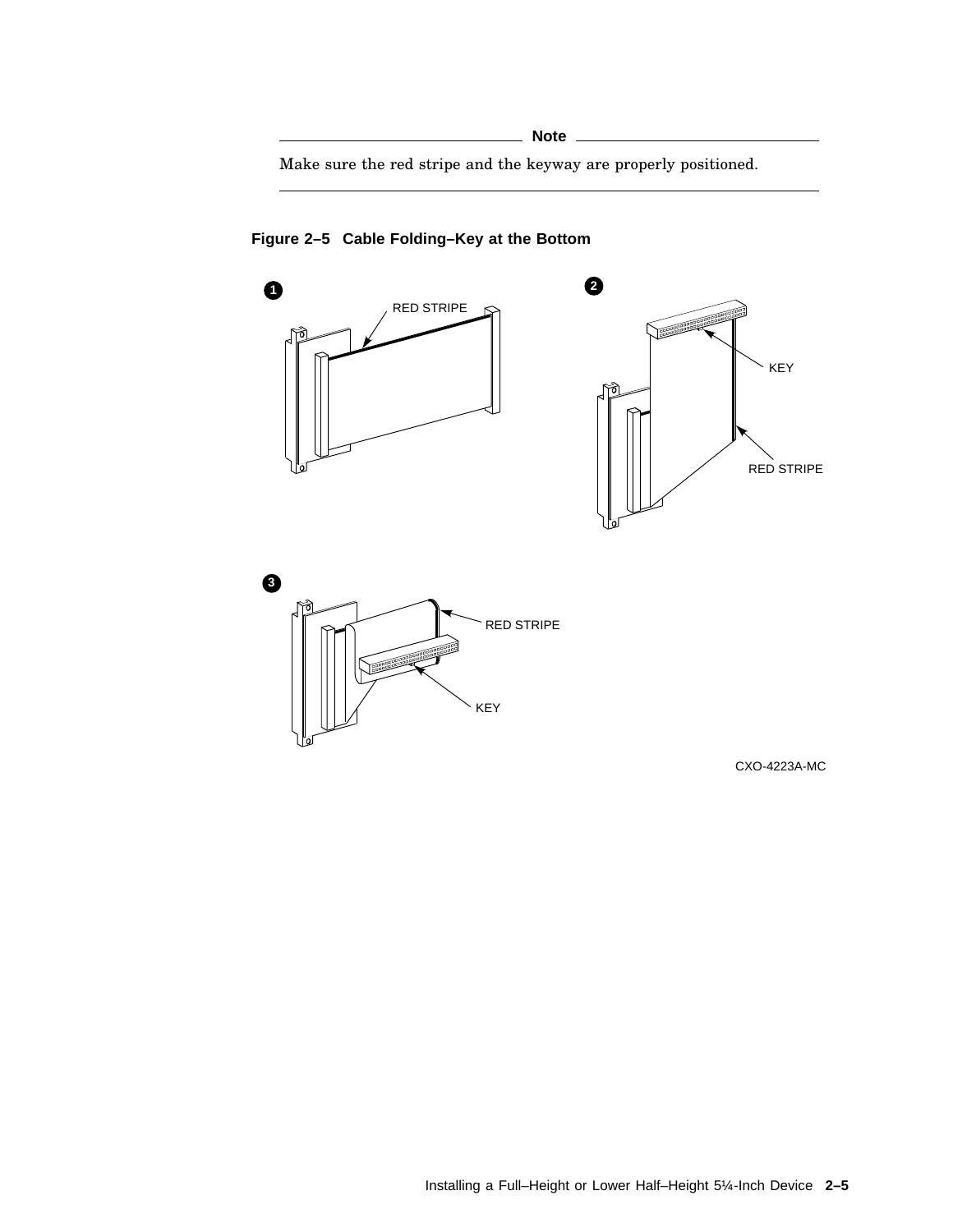**Note**

Make sure the red stripe and the keyway are properly positioned.

---

**Figure 2–5 Cable Folding–Key at the Bottom**

1 RED STIPE

2 KEY RED STRIPE

3 RED STRIPE KEY

CXO-4223A-MC

**Note**

Make sure the red stripe and the keyway are properly positioned.

---

**Figure 2–5 Cable Folding–Key at the Bottom**

1 RED STRIPE

2 KEY RED STRIPE

3 RED STRIPE KEY

CXO-4223A-MC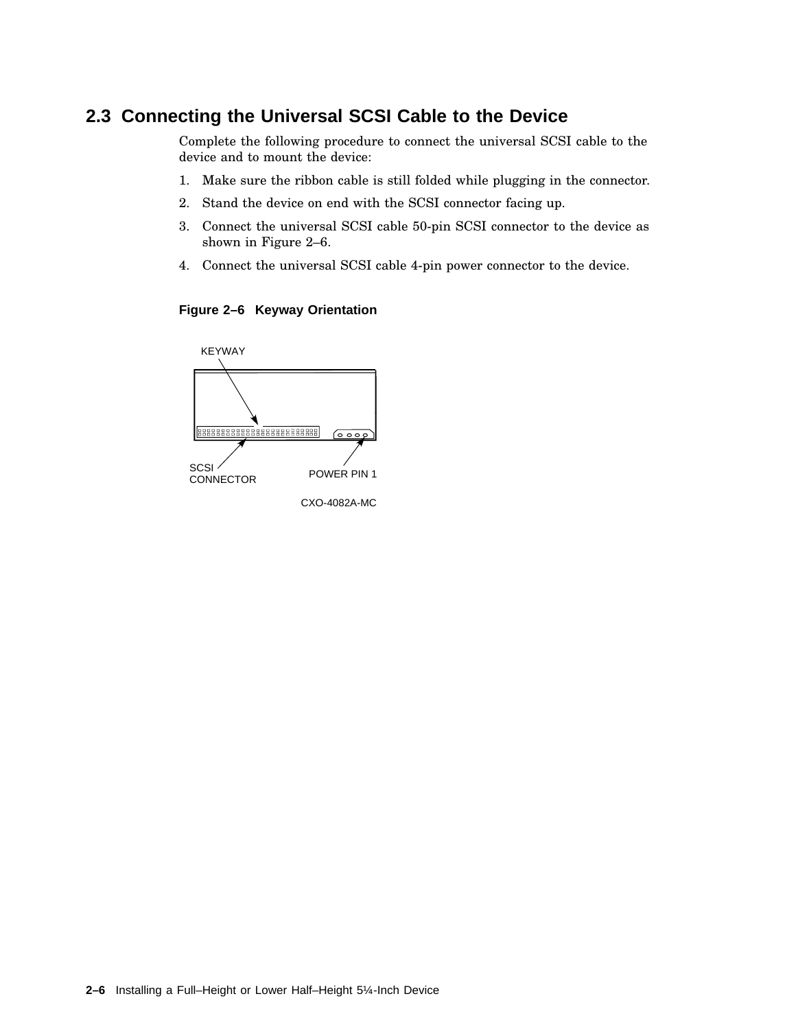## 2.3 Connecting the Universal SCSI Cable to the Device

Complete the following procedure to connect the universal SCSI cable to the device and to mount the device:

1. Make sure the ribbon cable is still folded while plugging in the connector.
2. Stand the device on end with the SCSI connector facing up.
3. Connect the universal SCSI cable 50-pin SCSI connector to the device as shown in Figure 2–6.
4. Connect the universal SCSI cable 4-pin power connector to the device.

**Figure 2–6 Keyway Orientation**

KEYWAY

SCSI CONNECTOR

POWER PIN 1

CXO-4082A-MC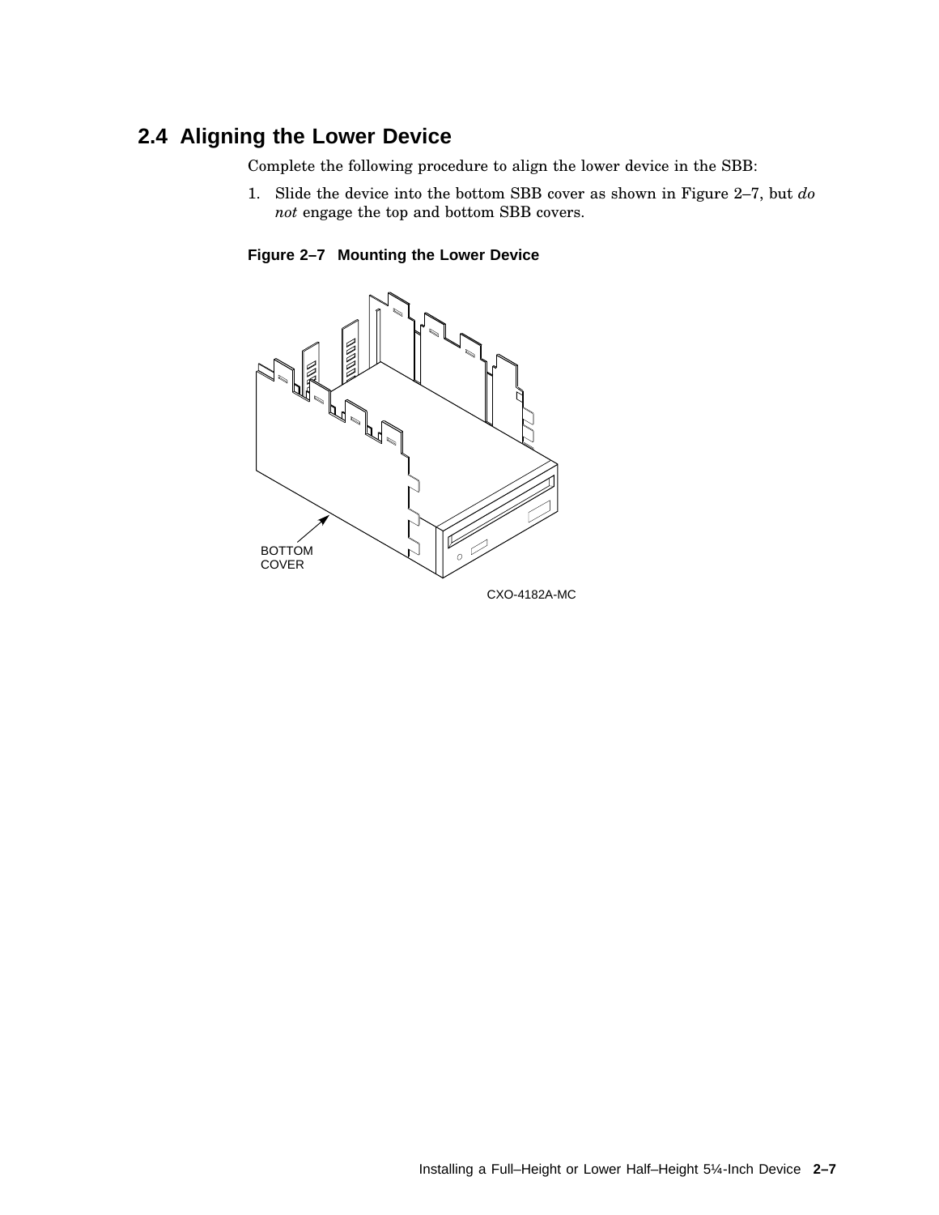## 2.4 Aligning the Lower Device

Complete the following procedure to align the lower device in the SBB:

1. Slide the device into the bottom SBB cover as shown in Figure 2–7, but *do not* engage the top and bottom SBB covers.

**Figure 2–7 Mounting the Lower Device**

BOTTOM COVER

CXO-4182A-MC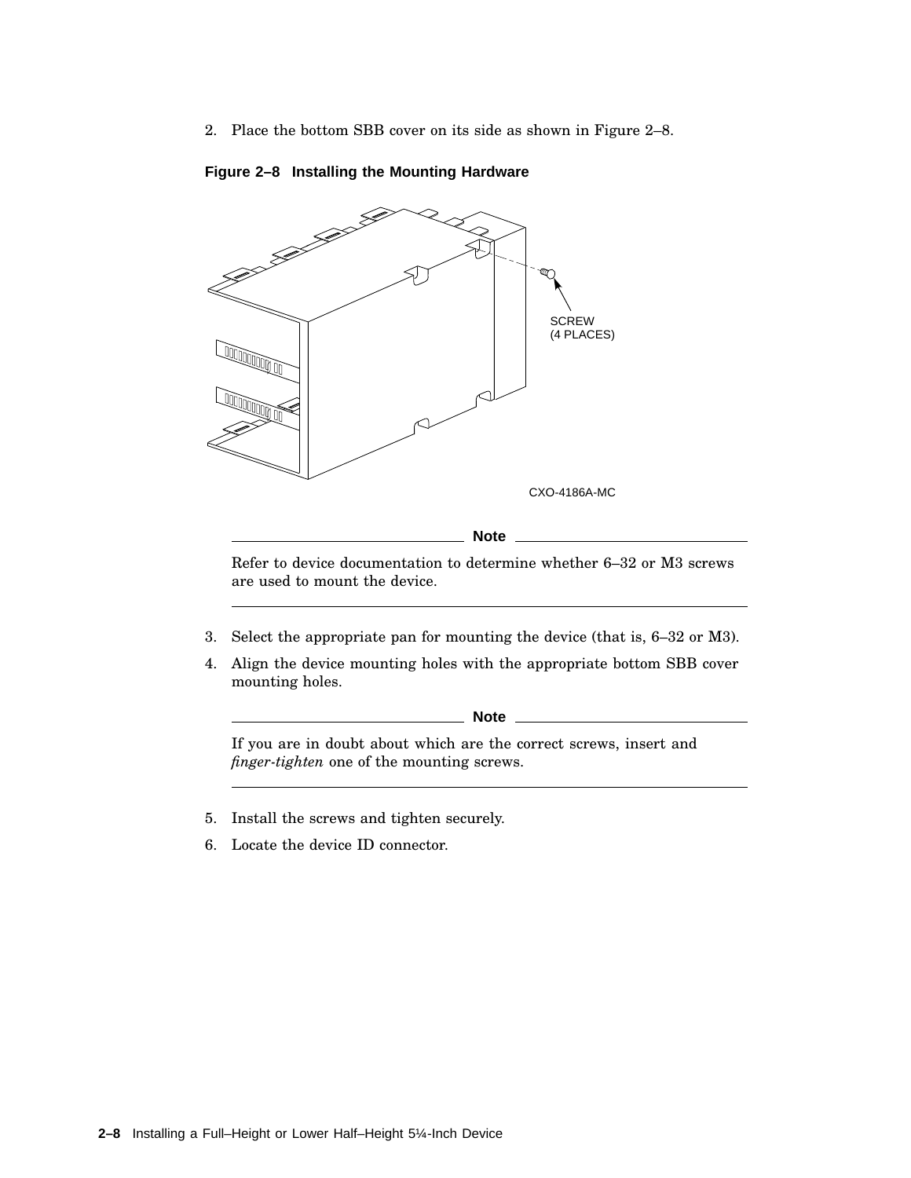2. Place the bottom SBB cover on its side as shown in Figure 2–8.

**Figure 2–8 Installing the Mounting Hardware**

SCREW
(4 PLACES)

CXO-4186A-MC

**Note**

Refer to device documentation to determine whether 6–32 or M3 screws are used to mount the device.

---

3. Select the appropriate pan for mounting the device (that is, 6–32 or M3).
4. Align the device mounting holes with the appropriate bottom SBB cover mounting holes.

**Note**

If you are in doubt about which are the correct screws, insert and *finger-tighten* one of the mounting screws.

---

5. Install the screws and tighten securely.
6. Locate the device ID connector.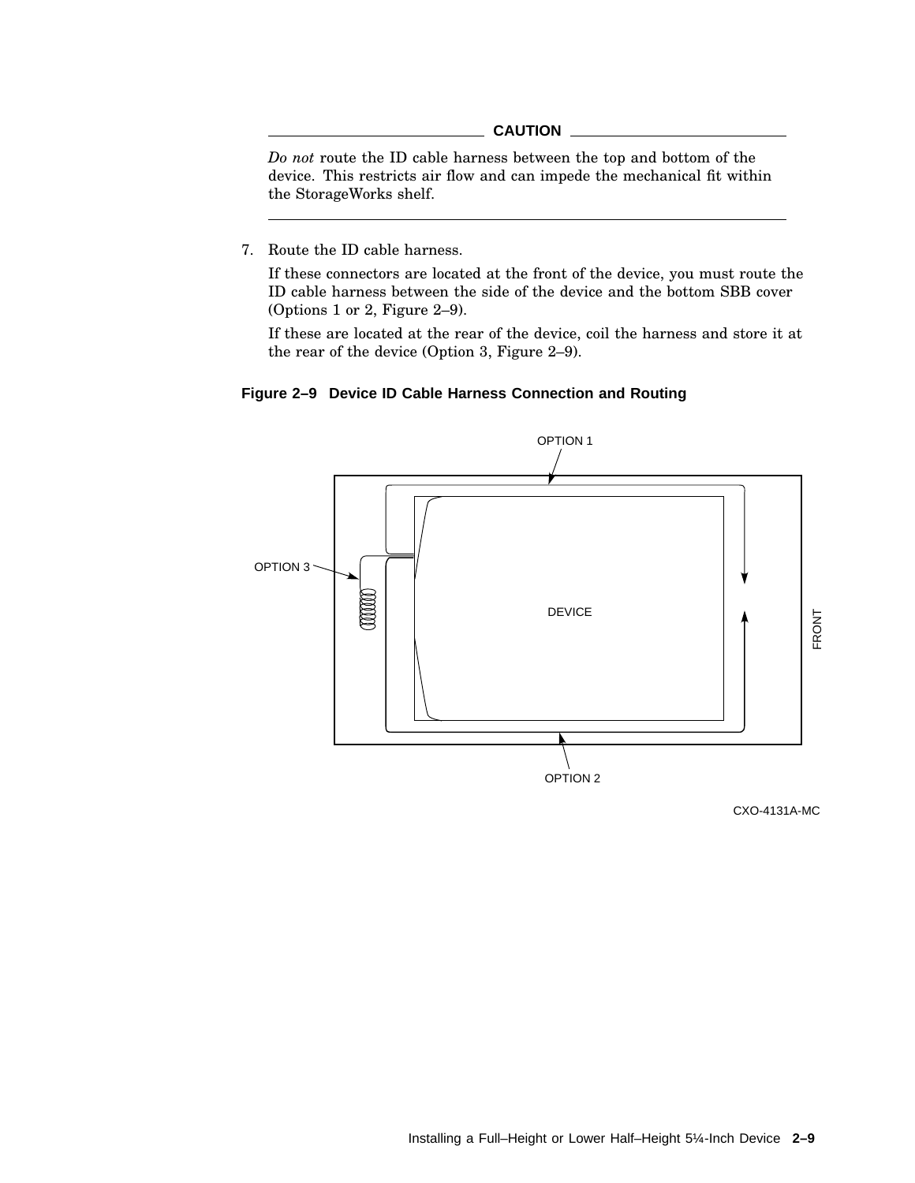**CAUTION**

*Do not* route the ID cable harness between the top and bottom of the device. This restricts air flow and can impede the mechanical fit within the StorageWorks shelf.

7. Route the ID cable harness.

   If these connectors are located at the front of the device, you must route the ID cable harness between the side of the device and the bottom SBB cover (Options 1 or 2, Figure 2–9).

   If these are located at the rear of the device, coil the harness and store it at the rear of the device (Option 3, Figure 2–9).

**Figure 2–9 Device ID Cable Harness Connection and Routing**

OPTION 1

OPTION 3

DEVICE

FRONT

OPTION 2

CXO-4131A-MC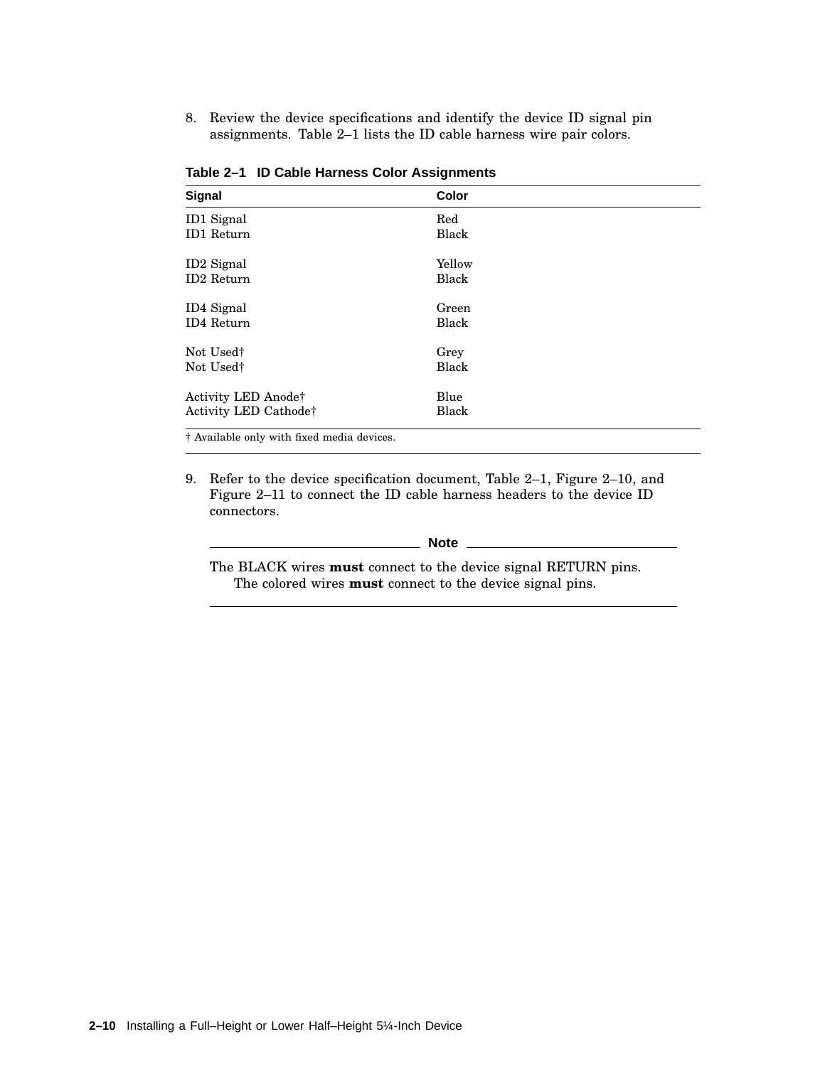8. Review the device specifications and identify the device ID signal pin assignments. Table 2–1 lists the ID cable harness wire pair colors.

**Table 2–1 ID Cable Harness Color Assignments**

| Signal | Color |
|---|---|
| ID1 Signal | Red |
| ID1 Return | Black |
| ID2 Signal | Yellow |
| ID2 Return | Black |
| ID4 Signal | Green |
| ID4 Return | Black |
| Not Used† | Grey |
| Not Used† | Black |
| Activity LED Anode† | Blue |
| Activity LED Cathode† | Black |

† Available only with fixed media devices.

9. Refer to the device specification document, Table 2–1, Figure 2–10, and Figure 2–11 to connect the ID cable harness headers to the device ID connectors.

**Note**

The BLACK wires **must** connect to the device signal RETURN pins. The colored wires **must** connect to the device signal pins.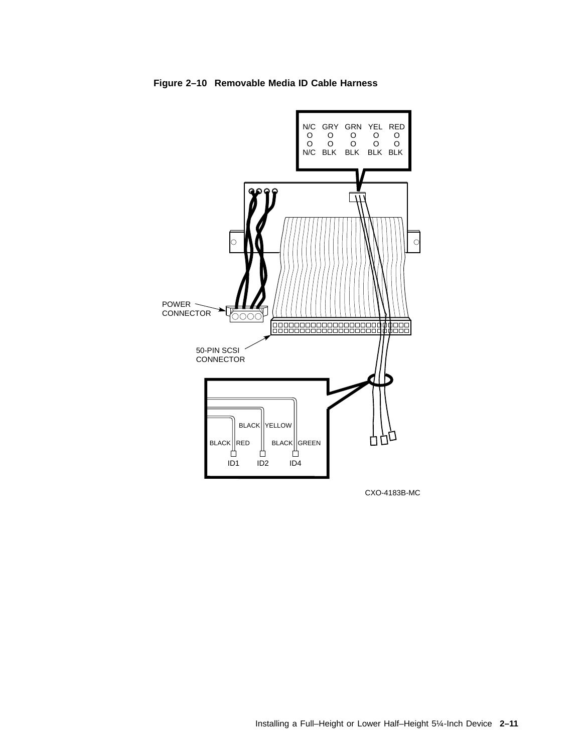**Figure 2–10 Removable Media ID Cable Harness**

N/C GRY GRN YEL RED
O O O O O
O O O O O
N/C BLK BLK BLK BLK

POWER CONNECTOR

50-PIN SCSI CONNECTOR

BLACK YELLOW
BLACK RED BLACK GREEN
ID1 ID2 ID4

CXO-4183B-MC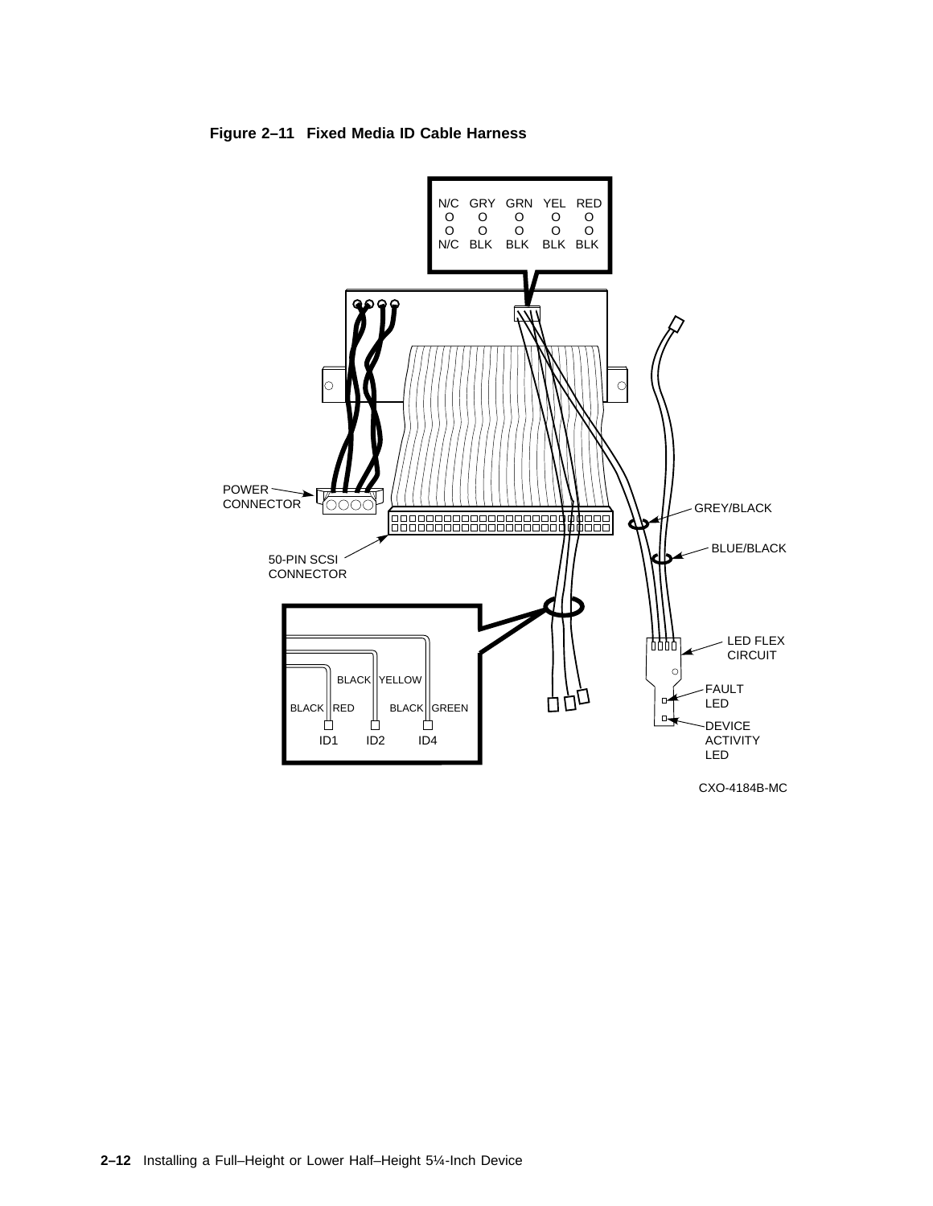**Figure 2–11 Fixed Media ID Cable Harness**

| N/C | GRY | GRN | YEL | RED |
|---|---|---|---|---|
| O | O | O | O | O |
| O | O | O | O | O |
| N/C | BLK | BLK | BLK | BLK |

POWER CONNECTOR

50-PIN SCSI CONNECTOR

GREY/BLACK

BLUE/BLACK

LED FLEX CIRCUIT

FAULT LED

DEVICE ACTIVITY LED

BLACK RED ID1

BLACK YELLOW ID2

BLACK GREEN ID4

CXO-4184B-MC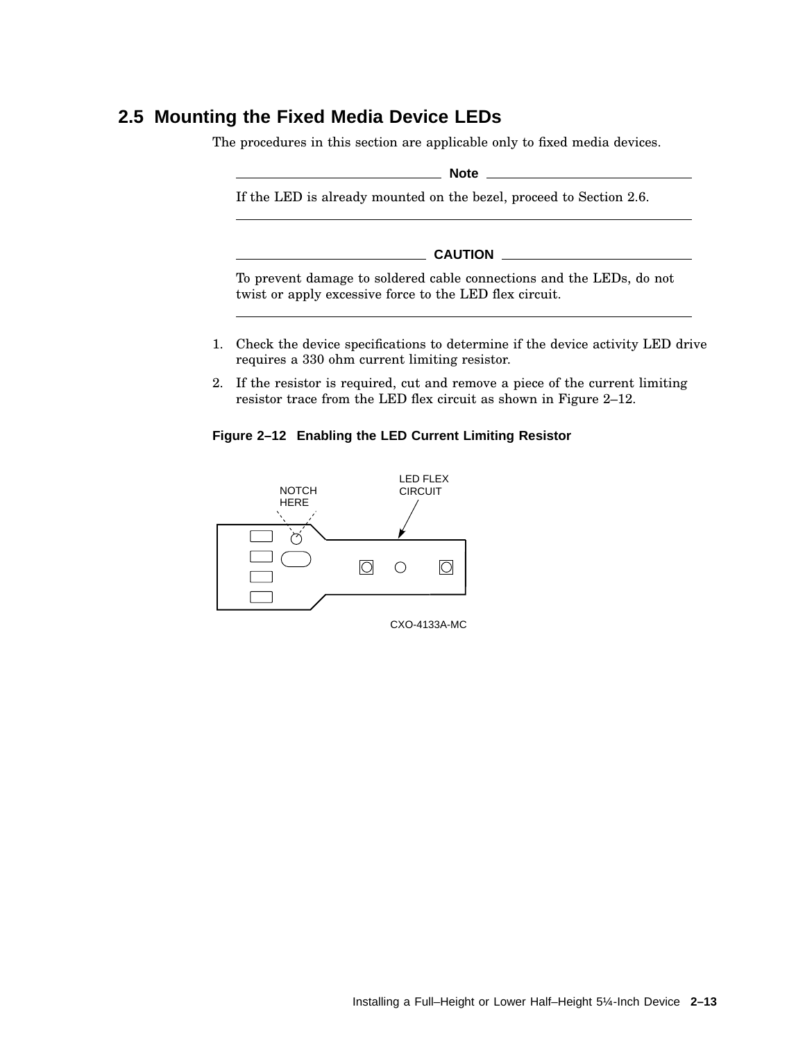## 2.5 Mounting the Fixed Media Device LEDs

The procedures in this section are applicable only to fixed media devices.

---

**Note**

If the LED is already mounted on the bezel, proceed to Section 2.6.

---

**CAUTION**

To prevent damage to soldered cable connections and the LEDs, do not twist or apply excessive force to the LED flex circuit.

---

1. Check the device specifications to determine if the device activity LED drive requires a 330 ohm current limiting resistor.
2. If the resistor is required, cut and remove a piece of the current limiting resistor trace from the LED flex circuit as shown in Figure 2–12.

**Figure 2–12 Enabling the LED Current Limiting Resistor**

NOTCH HERE

LED FLEX CIRCUIT

CXO-4133A-MC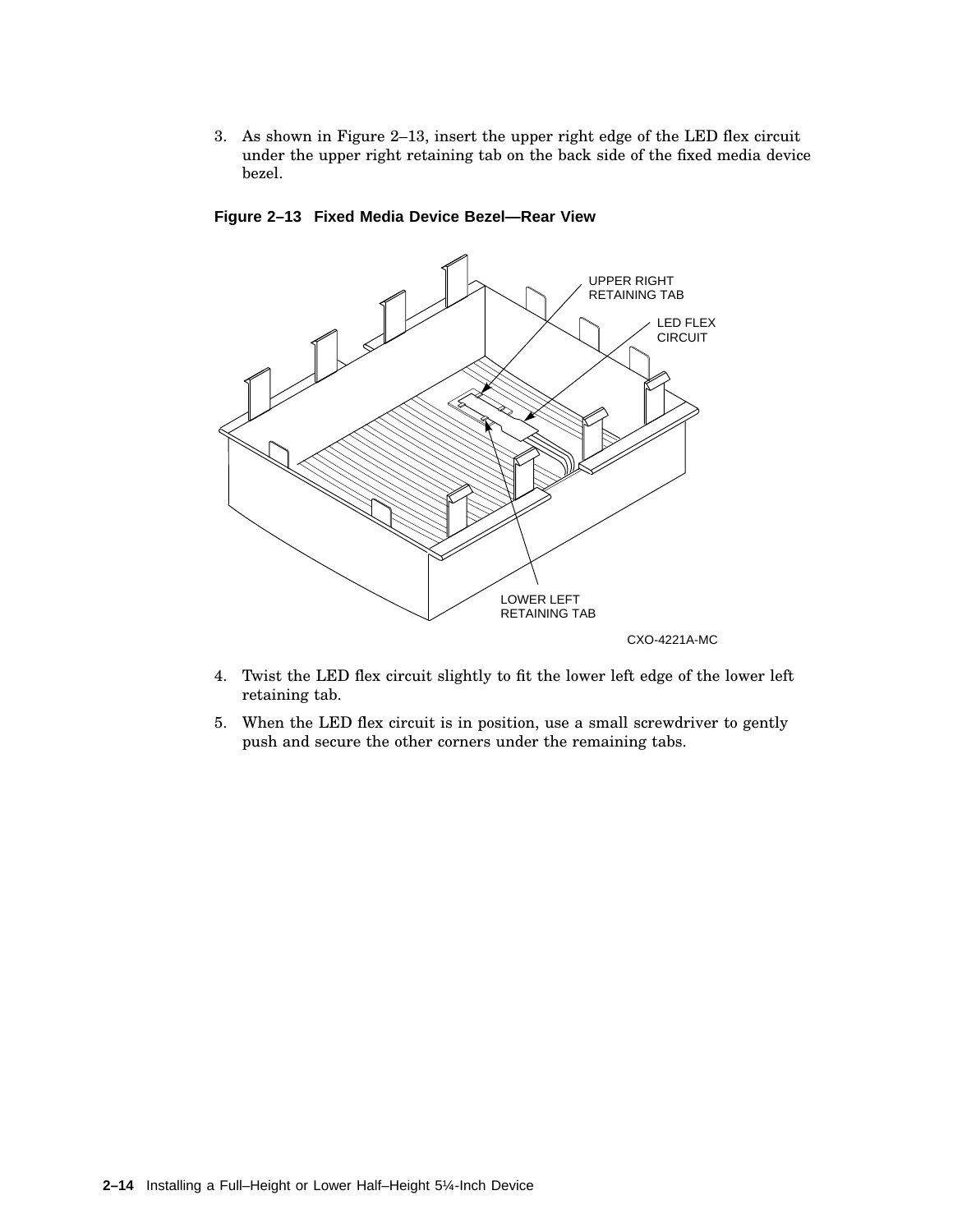3. As shown in Figure 2–13, insert the upper right edge of the LED flex circuit under the upper right retaining tab on the back side of the fixed media device bezel.

**Figure 2–13 Fixed Media Device Bezel—Rear View**

UPPER RIGHT RETAINING TAB

LED FLEX CIRCUIT

LOWER LEFT RETAINING TAB

CXO-4221A-MC

4. Twist the LED flex circuit slightly to fit the lower left edge of the lower left retaining tab.
5. When the LED flex circuit is in position, use a small screwdriver to gently push and secure the other corners under the remaining tabs.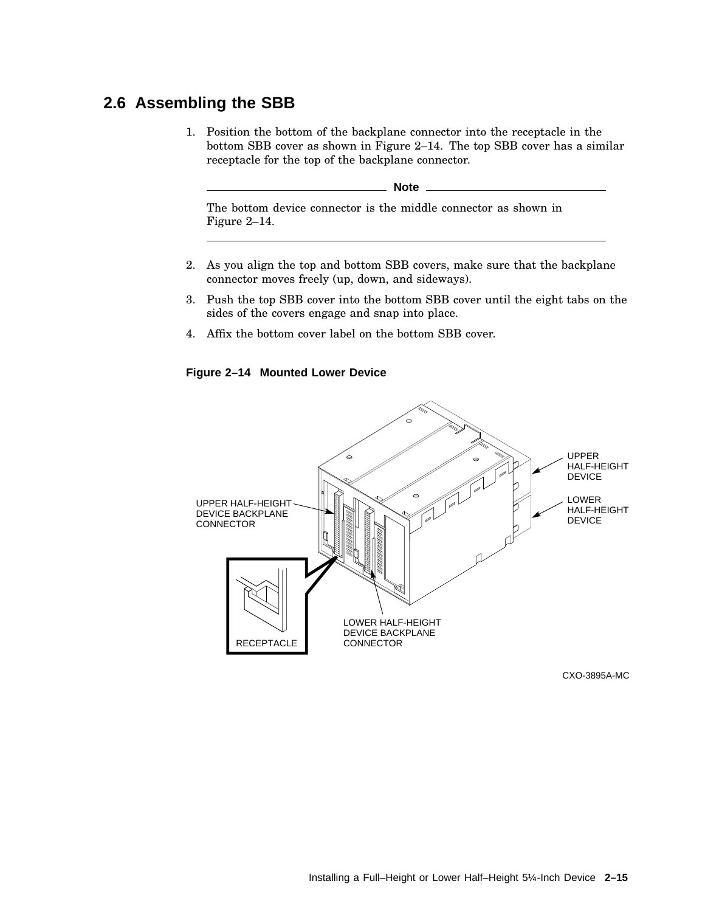## 2.6 Assembling the SBB

1. Position the bottom of the backplane connector into the receptacle in the bottom SBB cover as shown in Figure 2–14. The top SBB cover has a similar receptacle for the top of the backplane connector.

   **Note**

   The bottom device connector is the middle connector as shown in Figure 2–14.

2. As you align the top and bottom SBB covers, make sure that the backplane connector moves freely (up, down, and sideways).
3. Push the top SBB cover into the bottom SBB cover until the eight tabs on the sides of the covers engage and snap into place.
4. Affix the bottom cover label on the bottom SBB cover.

**Figure 2–14 Mounted Lower Device**

UPPER HALF-HEIGHT DEVICE

LOWER HALF-HEIGHT DEVICE

UPPER HALF-HEIGHT DEVICE BACKPLANE CONNECTOR

LOWER HALF-HEIGHT DEVICE BACKPLANE CONNECTOR

RECEPTACLE

CXO-3895A-MC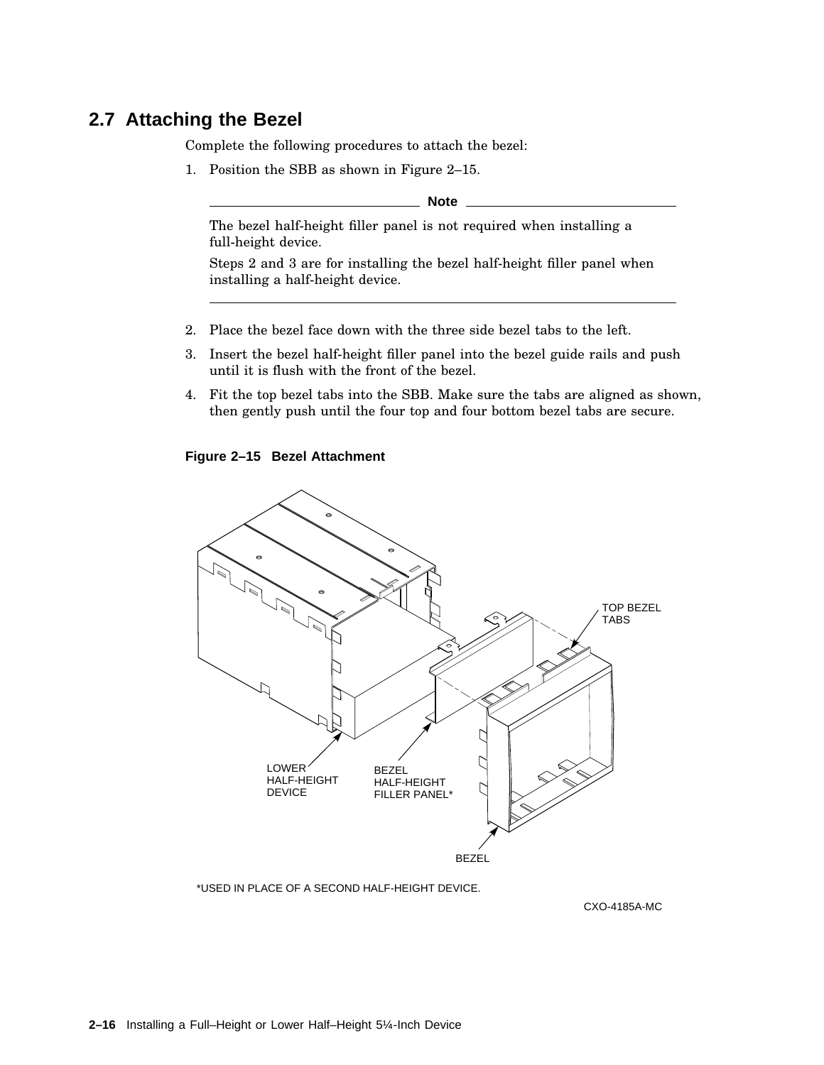## 2.7 Attaching the Bezel

Complete the following procedures to attach the bezel:

1. Position the SBB as shown in Figure 2–15.

   **Note**

   The bezel half-height filler panel is not required when installing a full-height device.

   Steps 2 and 3 are for installing the bezel half-height filler panel when installing a half-height device.

2. Place the bezel face down with the three side bezel tabs to the left.
3. Insert the bezel half-height filler panel into the bezel guide rails and push until it is flush with the front of the bezel.
4. Fit the top bezel tabs into the SBB. Make sure the tabs are aligned as shown, then gently push until the four top and four bottom bezel tabs are secure.

**Figure 2–15 Bezel Attachment**

TOP BEZEL TABS

LOWER HALF-HEIGHT DEVICE

BEZEL HALF-HEIGHT FILLER PANEL*

BEZEL

*USED IN PLACE OF A SECOND HALF-HEIGHT DEVICE.

CXO-4185A-MC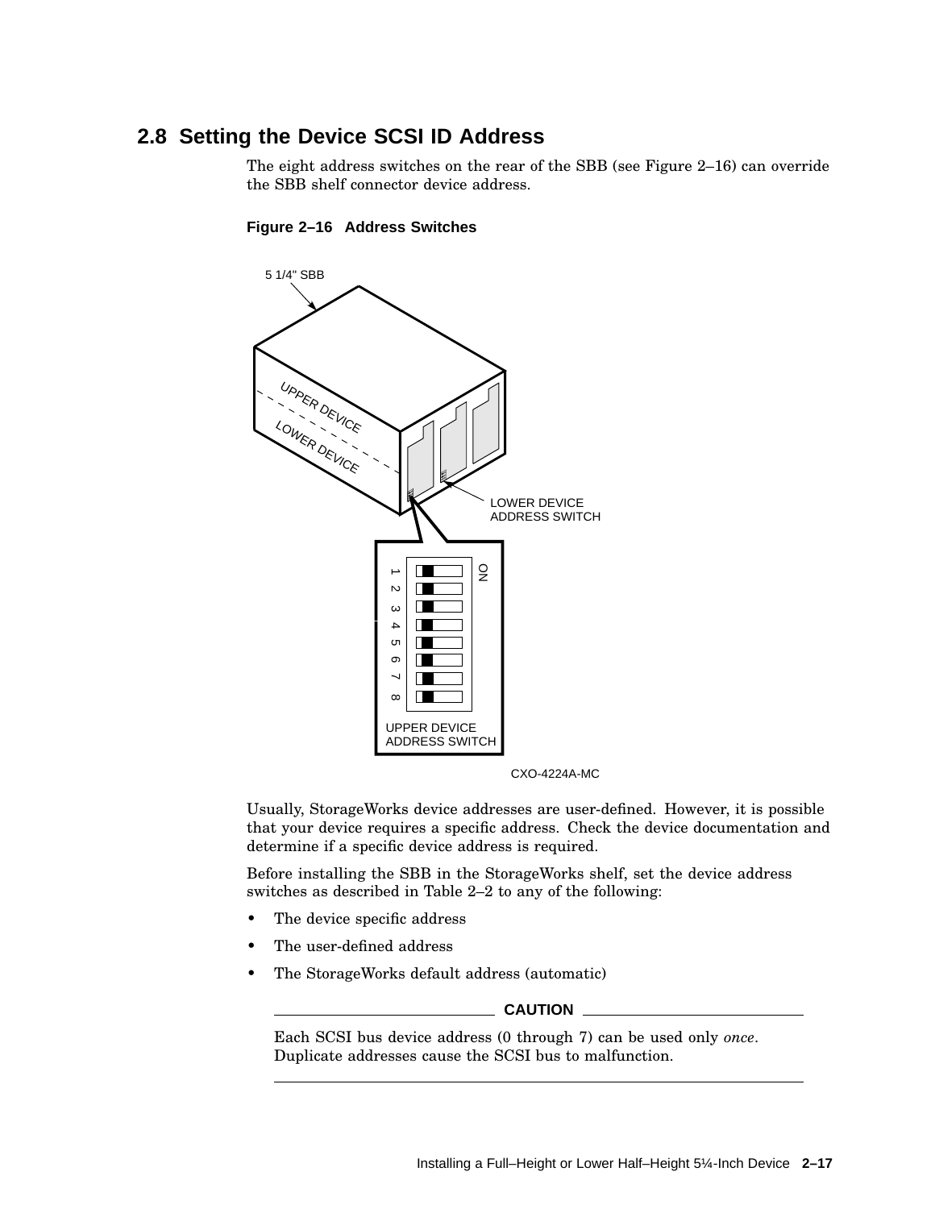## 2.8 Setting the Device SCSI ID Address

The eight address switches on the rear of the SBB (see Figure 2–16) can override the SBB shelf connector device address.

**Figure 2–16 Address Switches**

Usually, StorageWorks device addresses are user-defined. However, it is possible that your device requires a specific address. Check the device documentation and determine if a specific device address is required.

Before installing the SBB in the StorageWorks shelf, set the device address switches as described in Table 2–2 to any of the following:

- The device specific address
- The user-defined address
- The StorageWorks default address (automatic)

**CAUTION**

Each SCSI bus device address (0 through 7) can be used only *once*. Duplicate addresses cause the SCSI bus to malfunction.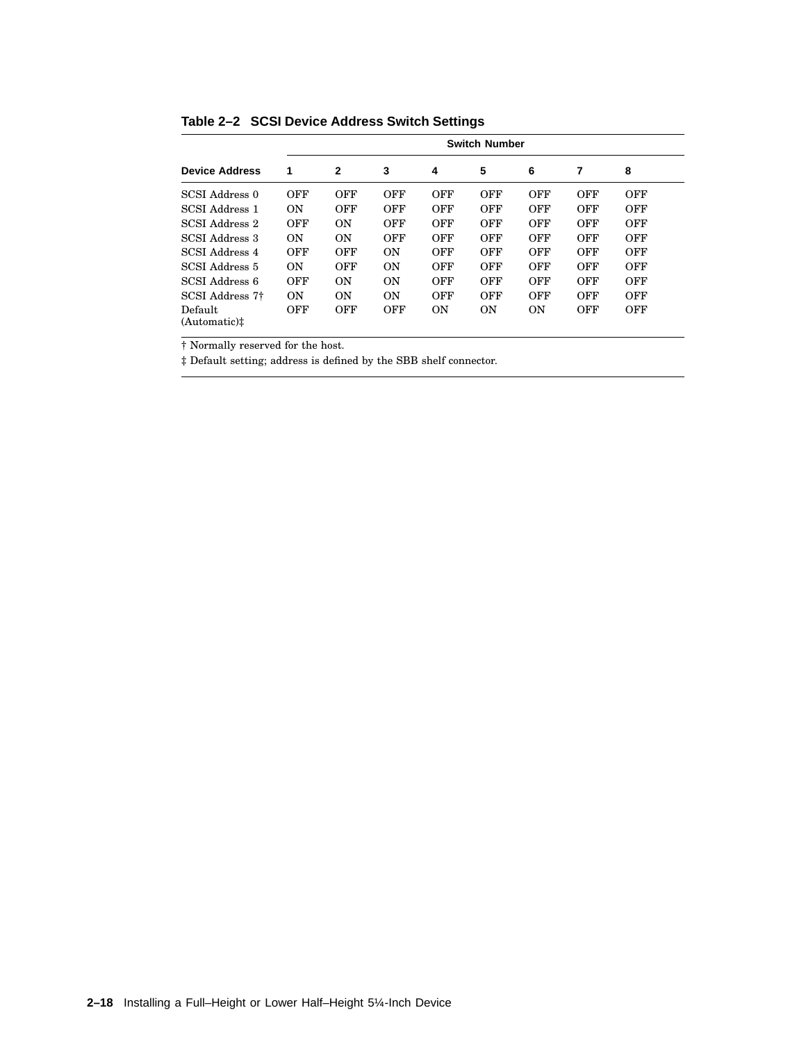**Table 2–2 SCSI Device Address Switch Settings**

| | Switch Number | | | | | | | |
|---|---|---|---|---|---|---|---|---|
| **Device Address** | **1** | **2** | **3** | **4** | **5** | **6** | **7** | **8** |
| SCSI Address 0 | OFF | OFF | OFF | OFF | OFF | OFF | OFF | OFF |
| SCSI Address 1 | ON | OFF | OFF | OFF | OFF | OFF | OFF | OFF |
| SCSI Address 2 | OFF | ON | OFF | OFF | OFF | OFF | OFF | OFF |
| SCSI Address 3 | ON | ON | OFF | OFF | OFF | OFF | OFF | OFF |
| SCSI Address 4 | OFF | OFF | ON | OFF | OFF | OFF | OFF | OFF |
| SCSI Address 5 | ON | OFF | ON | OFF | OFF | OFF | OFF | OFF |
| SCSI Address 6 | OFF | ON | ON | OFF | OFF | OFF | OFF | OFF |
| SCSI Address 7† | ON | ON | ON | OFF | OFF | OFF | OFF | OFF |
| Default (Automatic)‡ | OFF | OFF | OFF | ON | ON | ON | OFF | OFF |

† Normally reserved for the host.

‡ Default setting; address is defined by the SBB shelf connector.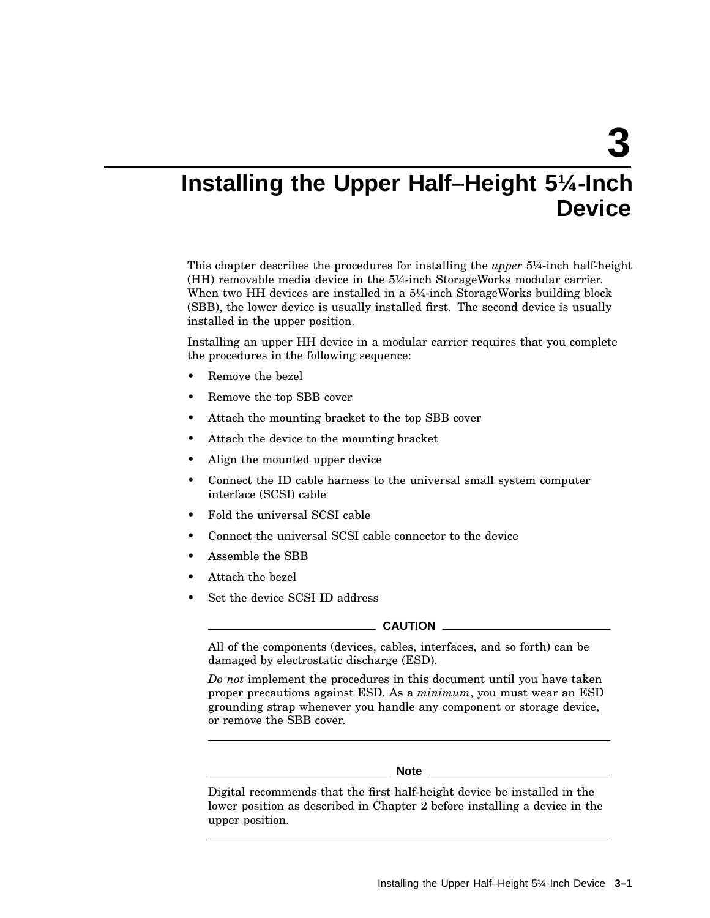# 3 Installing the Upper Half–Height 5¼-Inch Device

This chapter describes the procedures for installing the *upper* 5¼-inch half-height (HH) removable media device in the 5¼-inch StorageWorks modular carrier. When two HH devices are installed in a 5¼-inch StorageWorks building block (SBB), the lower device is usually installed first. The second device is usually installed in the upper position.

Installing an upper HH device in a modular carrier requires that you complete the procedures in the following sequence:

- Remove the bezel
- Remove the top SBB cover
- Attach the mounting bracket to the top SBB cover
- Attach the device to the mounting bracket
- Align the mounted upper device
- Connect the ID cable harness to the universal small system computer interface (SCSI) cable
- Fold the universal SCSI cable
- Connect the universal SCSI cable connector to the device
- Assemble the SBB
- Attach the bezel
- Set the device SCSI ID address

**CAUTION**

All of the components (devices, cables, interfaces, and so forth) can be damaged by electrostatic discharge (ESD).

*Do not* implement the procedures in this document until you have taken proper precautions against ESD. As a *minimum*, you must wear an ESD grounding strap whenever you handle any component or storage device, or remove the SBB cover.

**Note**

Digital recommends that the first half-height device be installed in the lower position as described in Chapter 2 before installing a device in the upper position.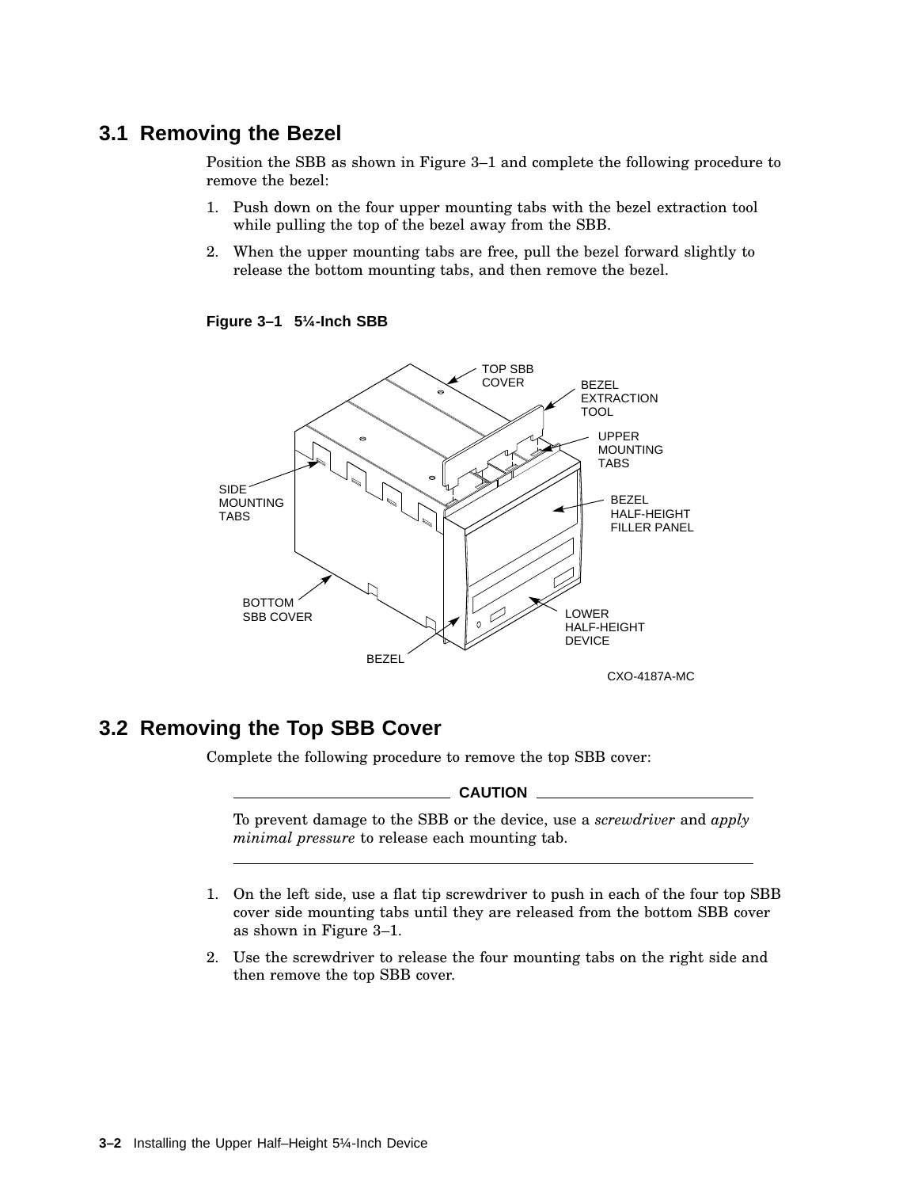## 3.1 Removing the Bezel

Position the SBB as shown in Figure 3–1 and complete the following procedure to remove the bezel:

1. Push down on the four upper mounting tabs with the bezel extraction tool while pulling the top of the bezel away from the SBB.
2. When the upper mounting tabs are free, pull the bezel forward slightly to release the bottom mounting tabs, and then remove the bezel.

**Figure 3–1 5¼-Inch SBB**

TOP SBB COVER
BEZEL EXTRACTION TOOL
UPPER MOUNTING TABS
BEZEL HALF-HEIGHT FILLER PANEL
SIDE MOUNTING TABS
BOTTOM SBB COVER
BEZEL
LOWER HALF-HEIGHT DEVICE
CXO-4187A-MC

## 3.2 Removing the Top SBB Cover

Complete the following procedure to remove the top SBB cover:

**CAUTION**

To prevent damage to the SBB or the device, use a *screwdriver* and *apply minimal pressure* to release each mounting tab.

---

1. On the left side, use a flat tip screwdriver to push in each of the four top SBB cover side mounting tabs until they are released from the bottom SBB cover as shown in Figure 3–1.
2. Use the screwdriver to release the four mounting tabs on the right side and then remove the top SBB cover.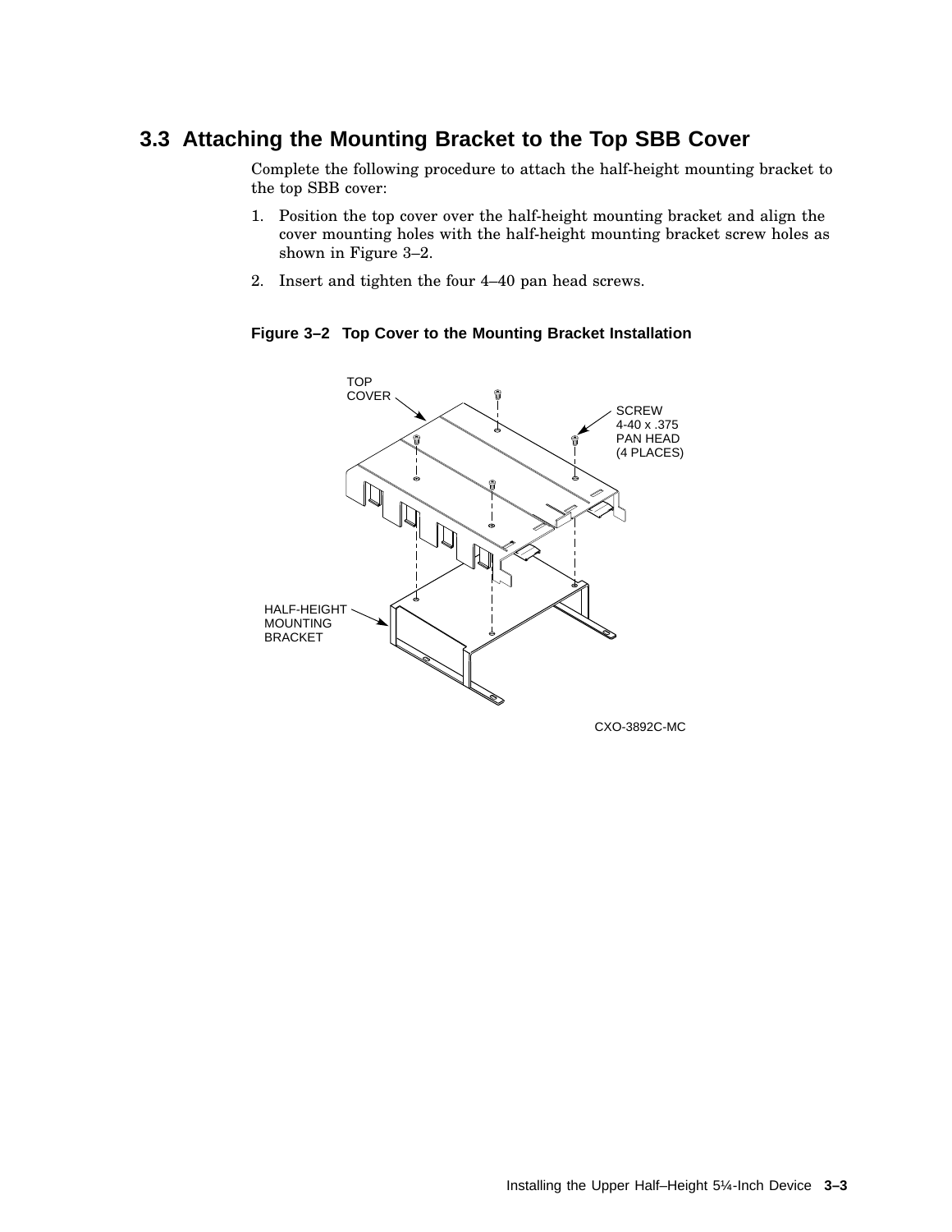## 3.3 Attaching the Mounting Bracket to the Top SBB Cover

Complete the following procedure to attach the half-height mounting bracket to the top SBB cover:

1. Position the top cover over the half-height mounting bracket and align the cover mounting holes with the half-height mounting bracket screw holes as shown in Figure 3–2.
2. Insert and tighten the four 4–40 pan head screws.

**Figure 3–2 Top Cover to the Mounting Bracket Installation**

TOP COVER

SCREW 4-40 x .375 PAN HEAD (4 PLACES)

HALF-HEIGHT MOUNTING BRACKET

CXO-3892C-MC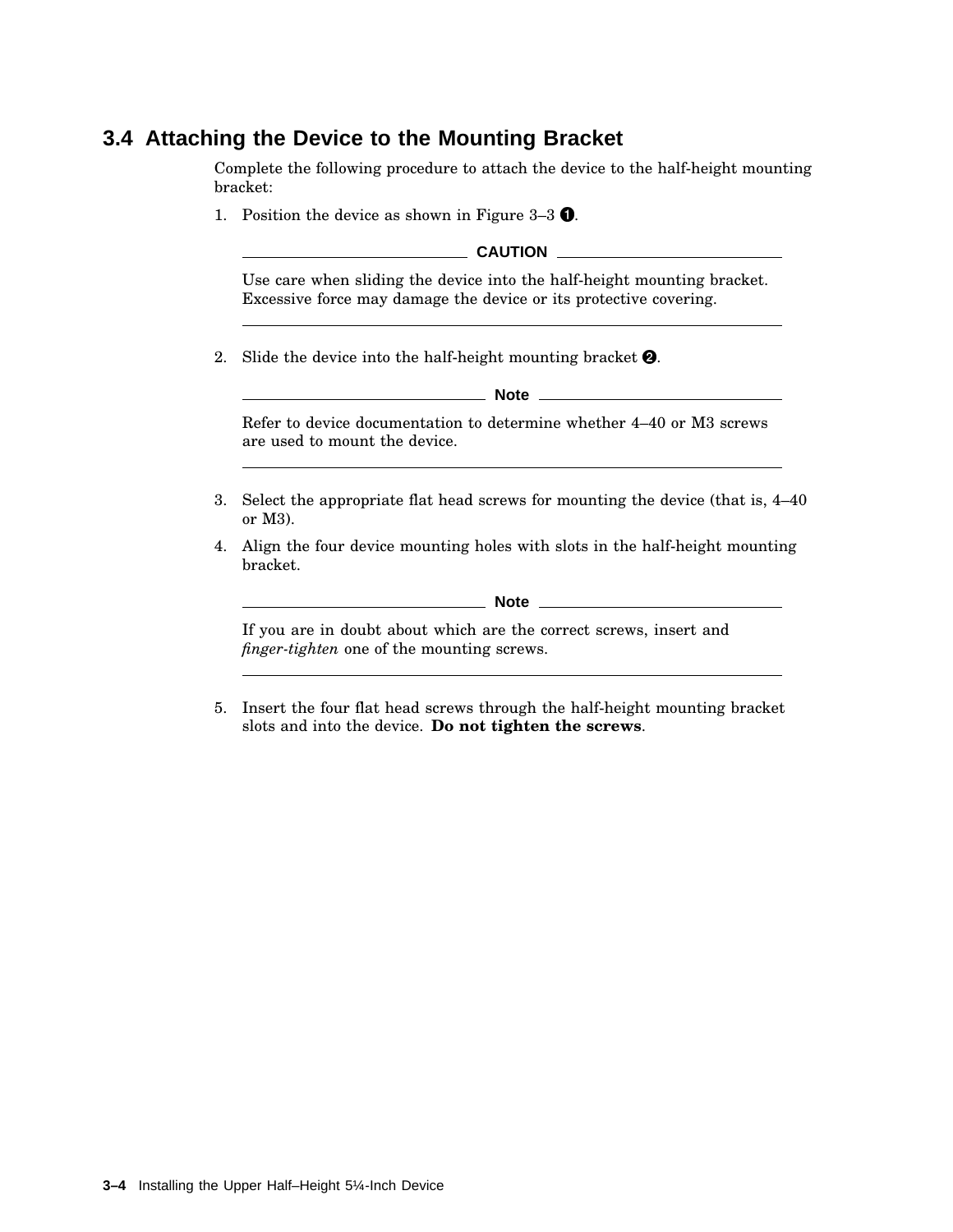## 3.4 Attaching the Device to the Mounting Bracket

Complete the following procedure to attach the device to the half-height mounting bracket:

1. Position the device as shown in Figure 3–3 ❶.

**CAUTION**

Use care when sliding the device into the half-height mounting bracket. Excessive force may damage the device or its protective covering.

2. Slide the device into the half-height mounting bracket ❷.

**Note**

Refer to device documentation to determine whether 4–40 or M3 screws are used to mount the device.

3. Select the appropriate flat head screws for mounting the device (that is, 4–40 or M3).
4. Align the four device mounting holes with slots in the half-height mounting bracket.

**Note**

If you are in doubt about which are the correct screws, insert and *finger-tighten* one of the mounting screws.

5. Insert the four flat head screws through the half-height mounting bracket slots and into the device. **Do not tighten the screws**.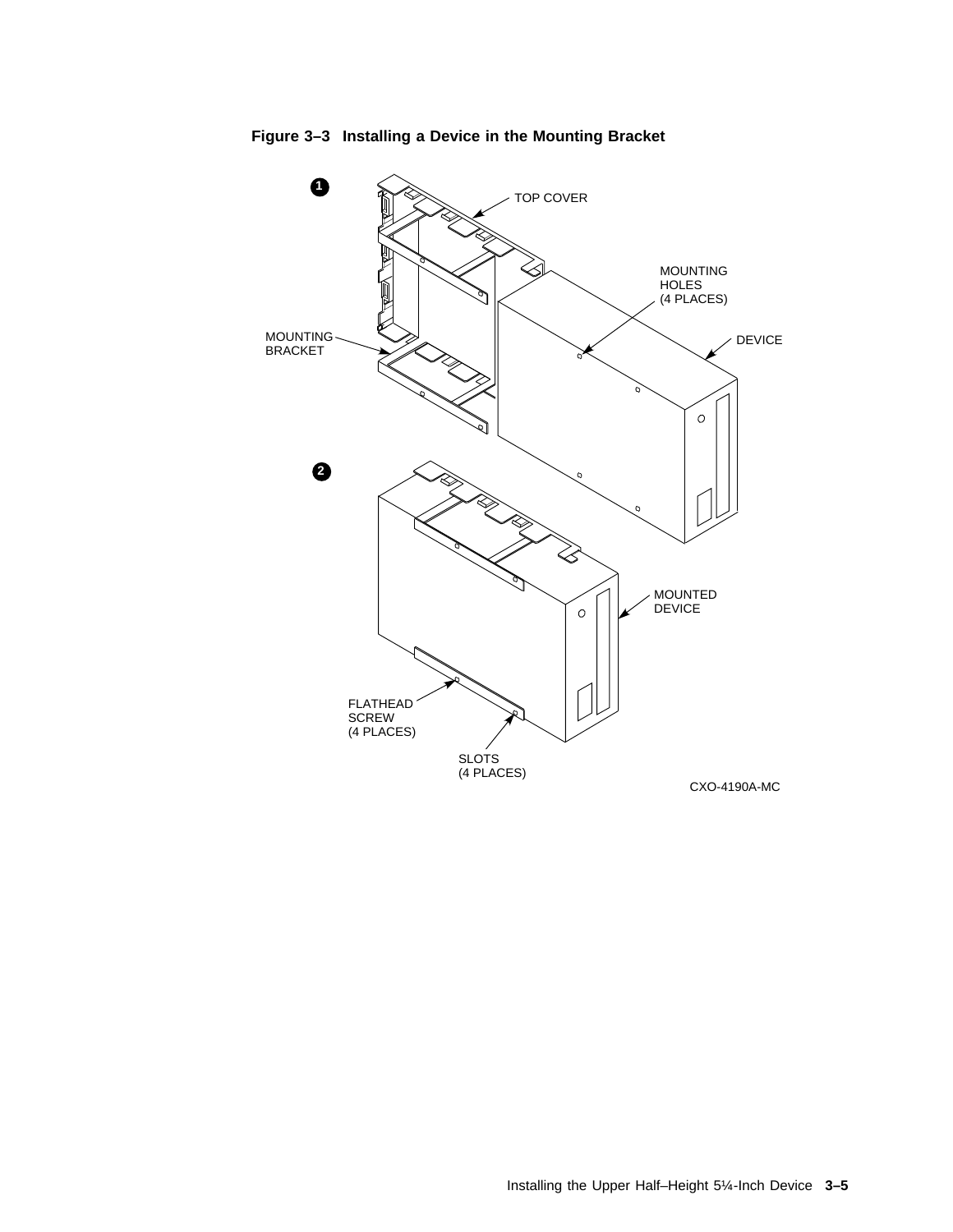**Figure 3–3 Installing a Device in the Mounting Bracket**

1

TOP COVER

MOUNTING HOLES (4 PLACES)

MOUNTING BRACKET

DEVICE

2

MOUNTED DEVICE

FLATHEAD SCREW (4 PLACES)

SLOTS (4 PLACES)

CXO-4190A-MC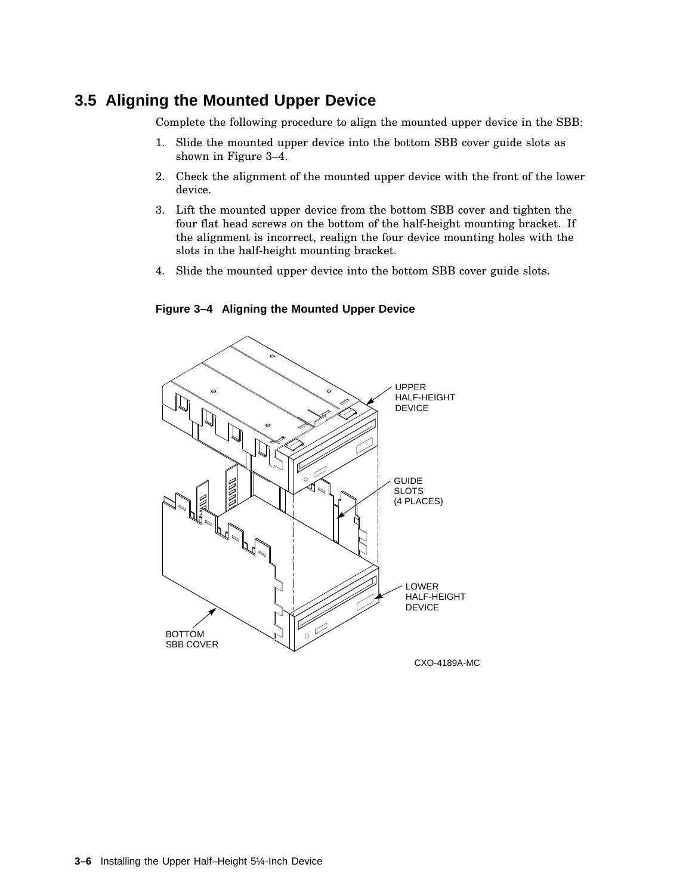## 3.5 Aligning the Mounted Upper Device

Complete the following procedure to align the mounted upper device in the SBB:

1. Slide the mounted upper device into the bottom SBB cover guide slots as shown in Figure 3–4.
2. Check the alignment of the mounted upper device with the front of the lower device.
3. Lift the mounted upper device from the bottom SBB cover and tighten the four flat head screws on the bottom of the half-height mounting bracket. If the alignment is incorrect, realign the four device mounting holes with the slots in the half-height mounting bracket.
4. Slide the mounted upper device into the bottom SBB cover guide slots.

**Figure 3–4 Aligning the Mounted Upper Device**

UPPER HALF-HEIGHT DEVICE

GUIDE SLOTS (4 PLACES)

LOWER HALF-HEIGHT DEVICE

BOTTOM SBB COVER

CXO-4189A-MC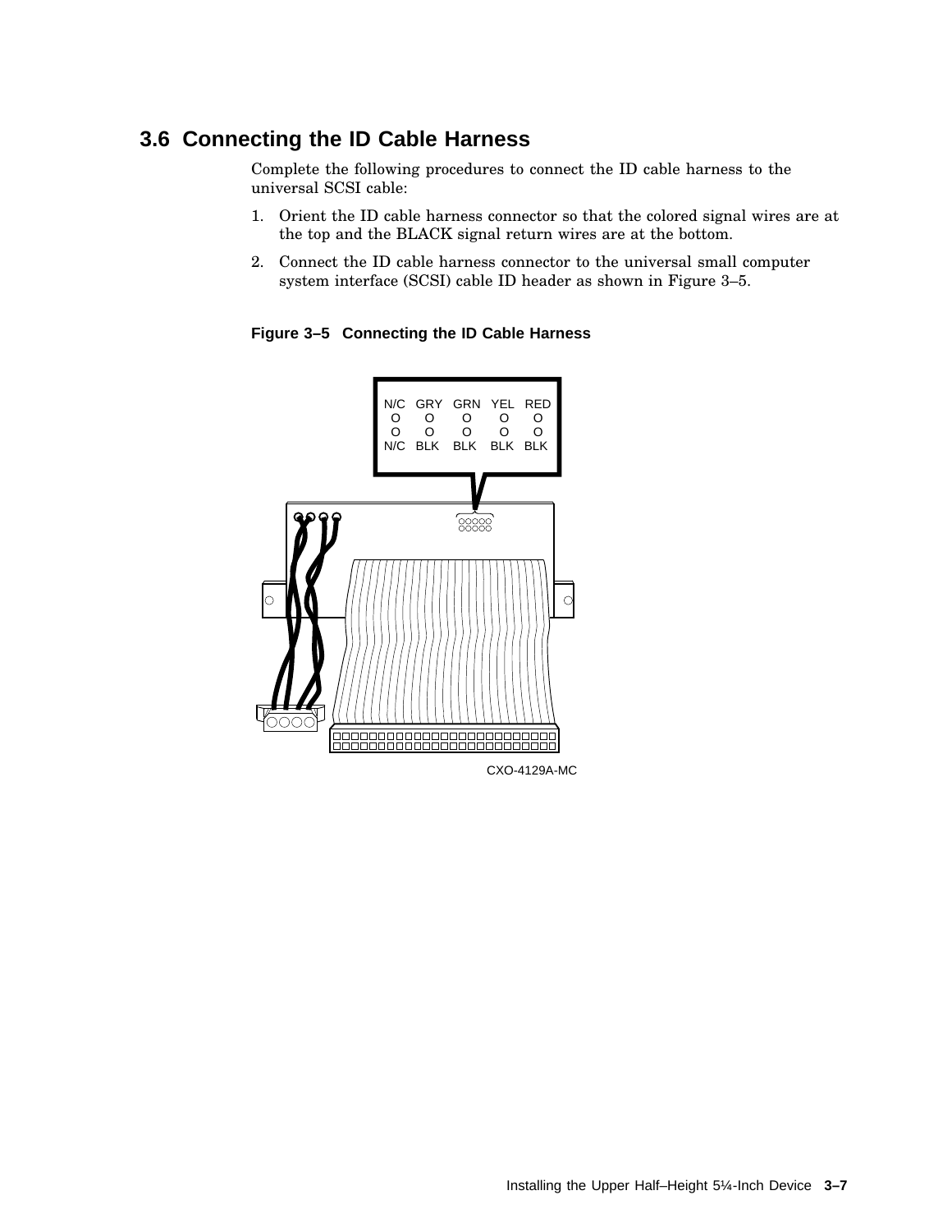## 3.6 Connecting the ID Cable Harness

Complete the following procedures to connect the ID cable harness to the universal SCSI cable:

1. Orient the ID cable harness connector so that the colored signal wires are at the top and the BLACK signal return wires are at the bottom.
2. Connect the ID cable harness connector to the universal small computer system interface (SCSI) cable ID header as shown in Figure 3–5.

**Figure 3–5 Connecting the ID Cable Harness**

| N/C | GRY | GRN | YEL | RED |
|---|---|---|---|---|
| O | O | O | O | O |
| O | O | O | O | O |
| N/C | BLK | BLK | BLK | BLK |

CXO-4129A-MC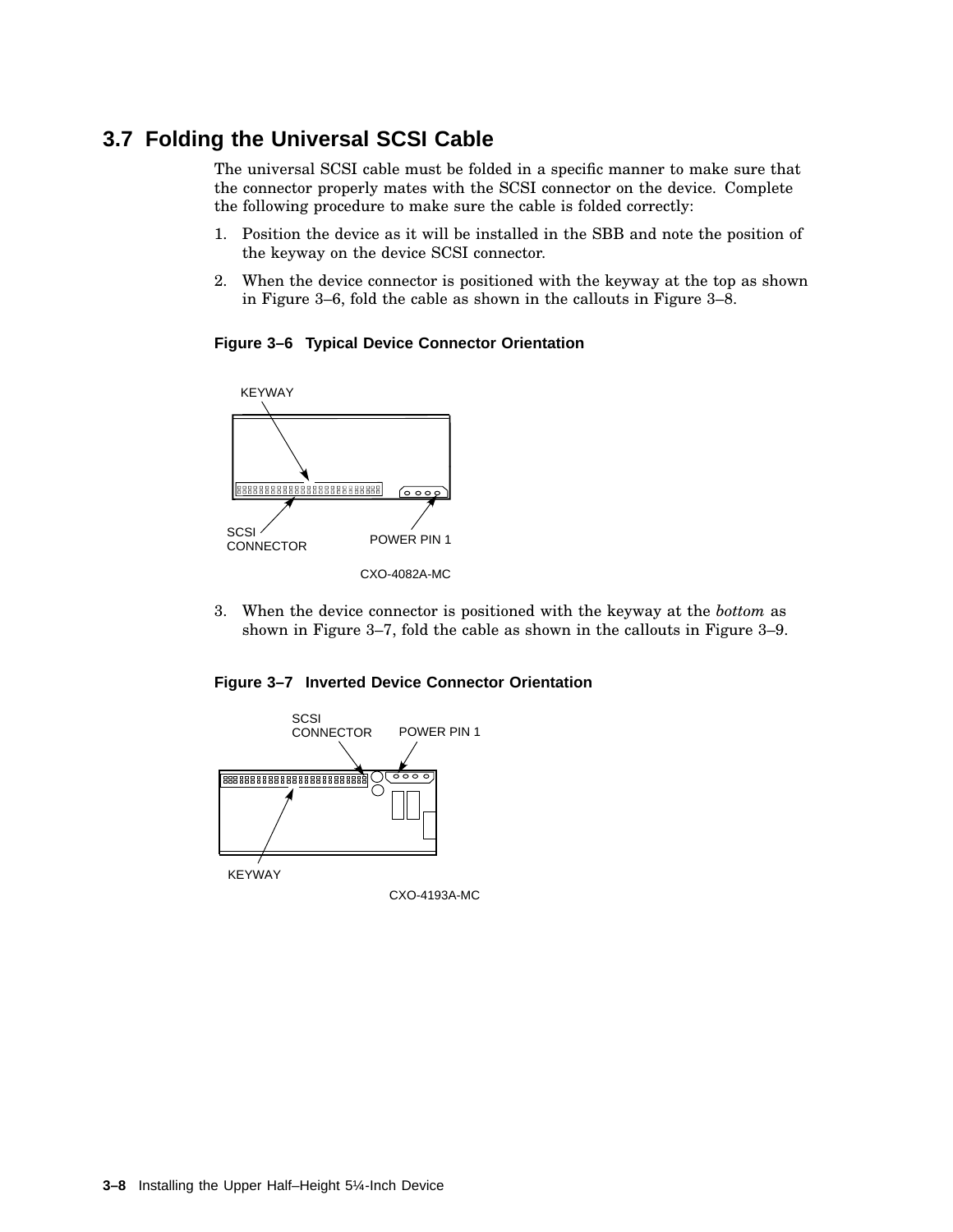## 3.7 Folding the Universal SCSI Cable

The universal SCSI cable must be folded in a specific manner to make sure that the connector properly mates with the SCSI connector on the device. Complete the following procedure to make sure the cable is folded correctly:

1. Position the device as it will be installed in the SBB and note the position of the keyway on the device SCSI connector.
2. When the device connector is positioned with the keyway at the top as shown in Figure 3–6, fold the cable as shown in the callouts in Figure 3–8.

**Figure 3–6 Typical Device Connector Orientation**

KEYWAY

SCSI CONNECTOR

POWER PIN 1

CXO-4082A-MC

3. When the device connector is positioned with the keyway at the *bottom* as shown in Figure 3–7, fold the cable as shown in the callouts in Figure 3–9.

**Figure 3–7 Inverted Device Connector Orientation**

SCSI CONNECTOR

POWER PIN 1

KEYWAY

CXO-4193A-MC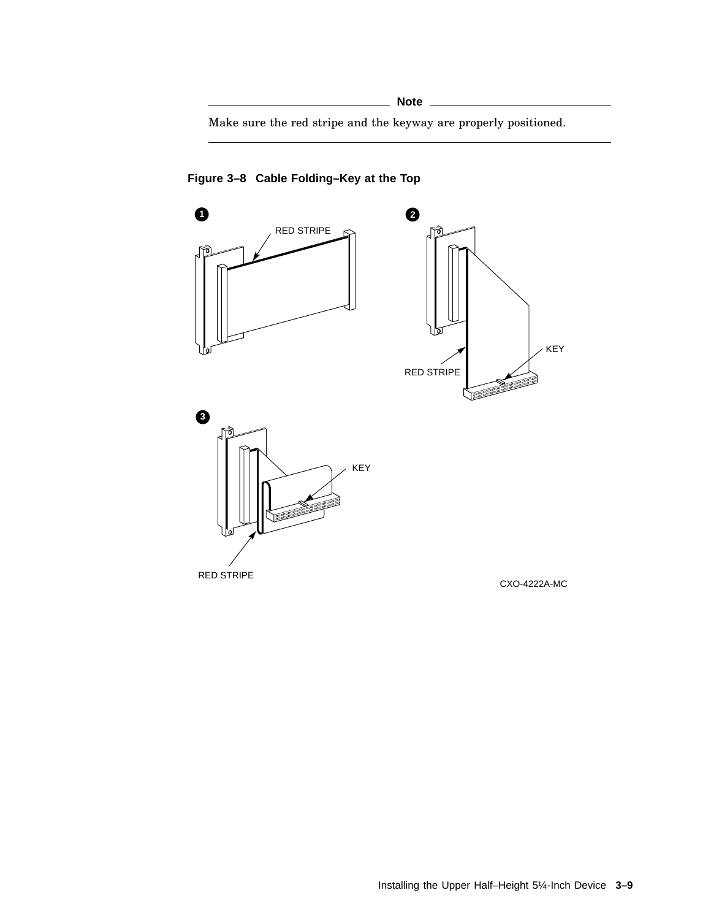---

**Note**

Make sure the red stripe and the keyway are properly positioned.

---

**Figure 3–8 Cable Folding–Key at the Top**

1 RED STRIPE

2 KEY RED STRIPE

3 KEY RED STRIPE

CXO-4222A-MC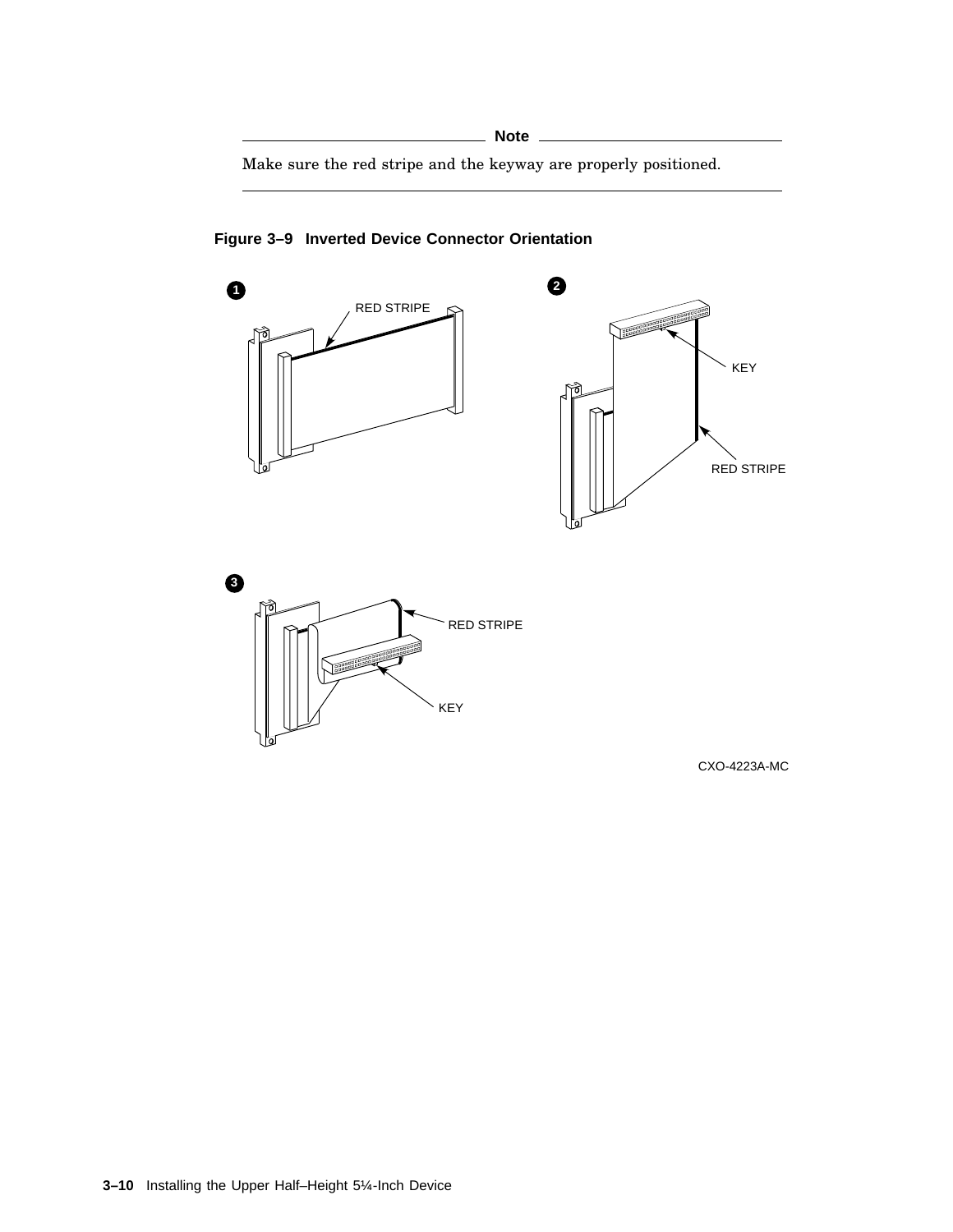**Note**

Make sure the red stripe and the keyway are properly positioned.

---

**Figure 3–9 Inverted Device Connector Orientation**

1 RED STRIPE

2 KEY RED STRIPE

3 RED STRIPE KEY

CXO-4223A-MC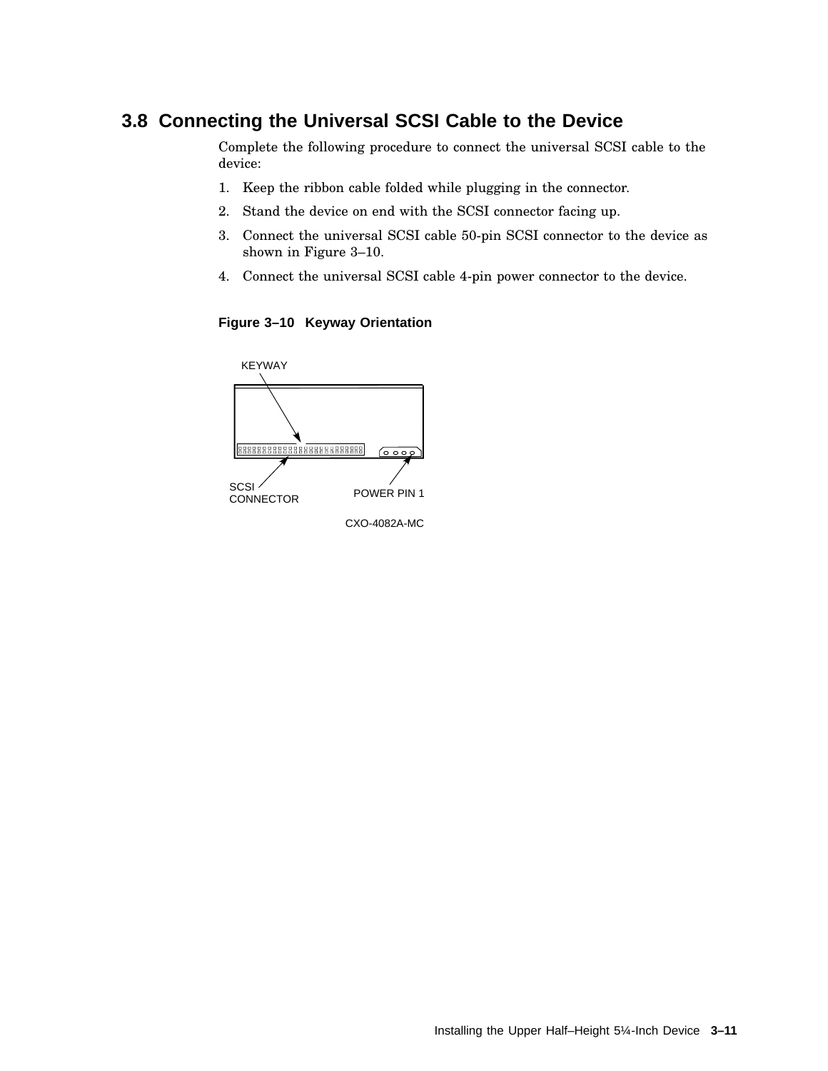## 3.8 Connecting the Universal SCSI Cable to the Device

Complete the following procedure to connect the universal SCSI cable to the device:

1. Keep the ribbon cable folded while plugging in the connector.
2. Stand the device on end with the SCSI connector facing up.
3. Connect the universal SCSI cable 50-pin SCSI connector to the device as shown in Figure 3–10.
4. Connect the universal SCSI cable 4-pin power connector to the device.

**Figure 3–10 Keyway Orientation**

KEYWAY

SCSI CONNECTOR

POWER PIN 1

CXO-4082A-MC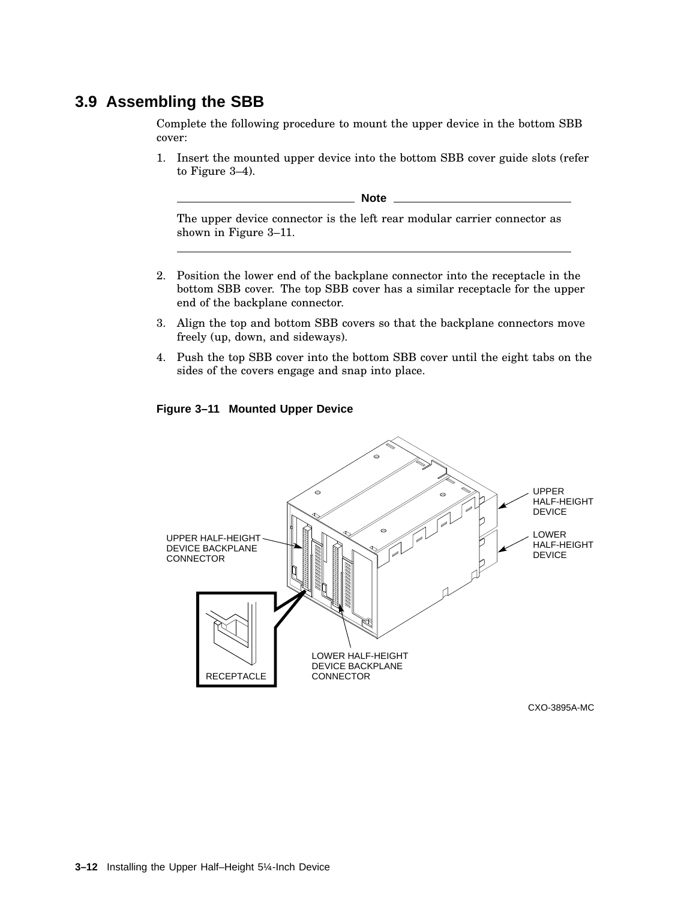## 3.9 Assembling the SBB

Complete the following procedure to mount the upper device in the bottom SBB cover:

1. Insert the mounted upper device into the bottom SBB cover guide slots (refer to Figure 3–4).

   **Note**

   The upper device connector is the left rear modular carrier connector as shown in Figure 3–11.

2. Position the lower end of the backplane connector into the receptacle in the bottom SBB cover. The top SBB cover has a similar receptacle for the upper end of the backplane connector.
3. Align the top and bottom SBB covers so that the backplane connectors move freely (up, down, and sideways).
4. Push the top SBB cover into the bottom SBB cover until the eight tabs on the sides of the covers engage and snap into place.

**Figure 3–11 Mounted Upper Device**

UPPER HALF-HEIGHT DEVICE

LOWER HALF-HEIGHT DEVICE

UPPER HALF-HEIGHT DEVICE BACKPLANE CONNECTOR

LOWER HALF-HEIGHT DEVICE BACKPLANE CONNECTOR

RECEPTACLE

CXO-3895A-MC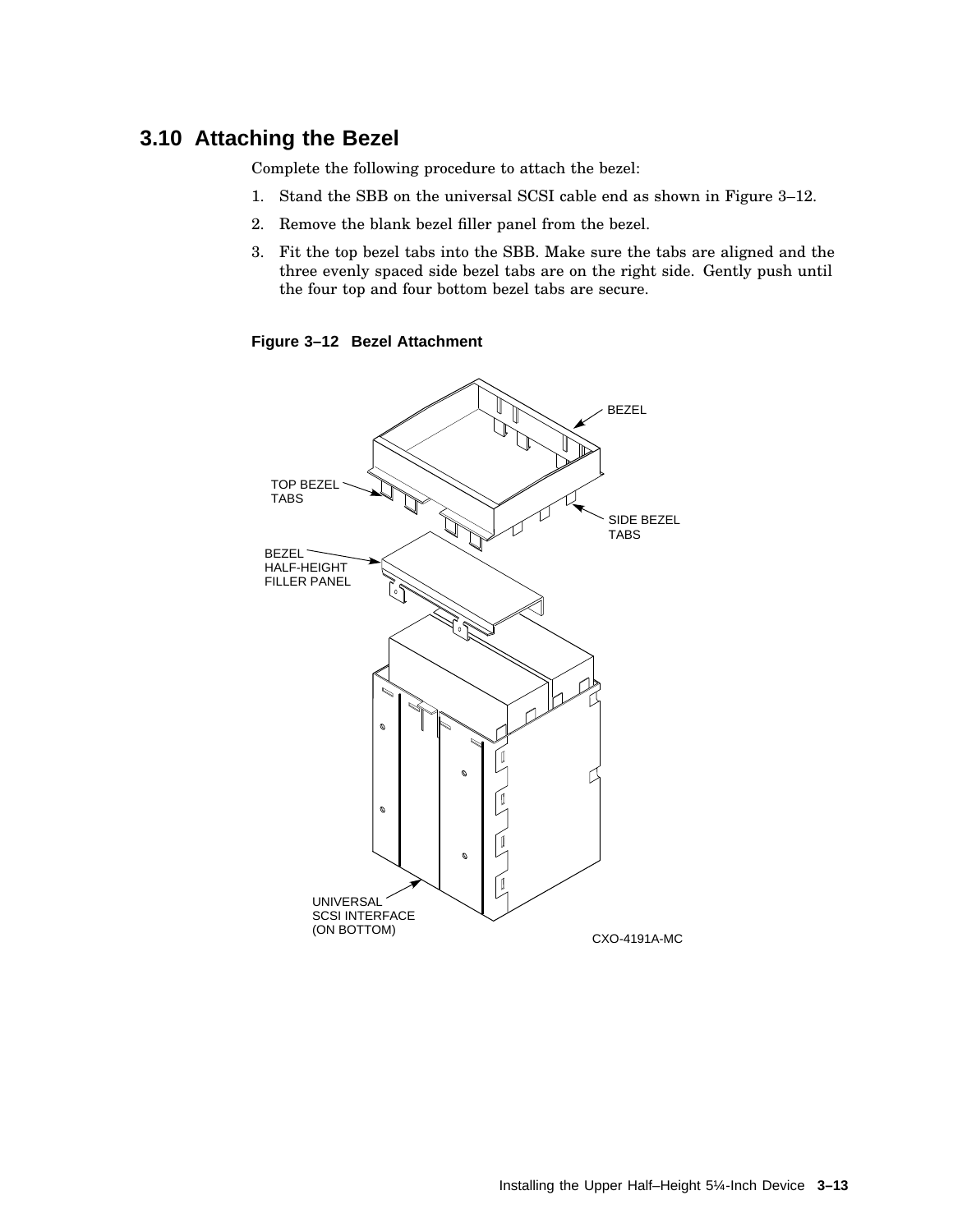## 3.10 Attaching the Bezel

Complete the following procedure to attach the bezel:

1. Stand the SBB on the universal SCSI cable end as shown in Figure 3–12.
2. Remove the blank bezel filler panel from the bezel.
3. Fit the top bezel tabs into the SBB. Make sure the tabs are aligned and the three evenly spaced side bezel tabs are on the right side. Gently push until the four top and four bottom bezel tabs are secure.

**Figure 3–12 Bezel Attachment**

BEZEL

TOP BEZEL TABS

SIDE BEZEL TABS

BEZEL HALF-HEIGHT FILLER PANEL

UNIVERSAL SCSI INTERFACE (ON BOTTOM)

CXO-4191A-MC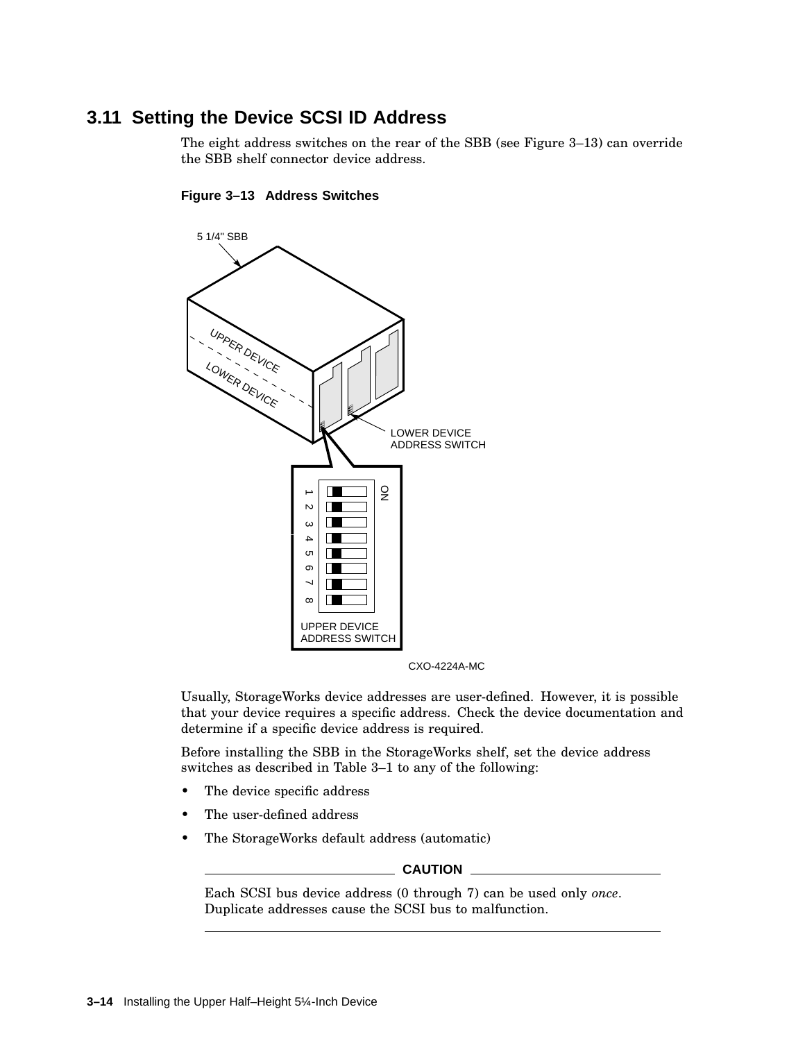## 3.11 Setting the Device SCSI ID Address

The eight address switches on the rear of the SBB (see Figure 3–13) can override the SBB shelf connector device address.

**Figure 3–13 Address Switches**

Usually, StorageWorks device addresses are user-defined. However, it is possible that your device requires a specific address. Check the device documentation and determine if a specific device address is required.

Before installing the SBB in the StorageWorks shelf, set the device address switches as described in Table 3–1 to any of the following:

- The device specific address
- The user-defined address
- The StorageWorks default address (automatic)

**CAUTION**

Each SCSI bus device address (0 through 7) can be used only *once*. Duplicate addresses cause the SCSI bus to malfunction.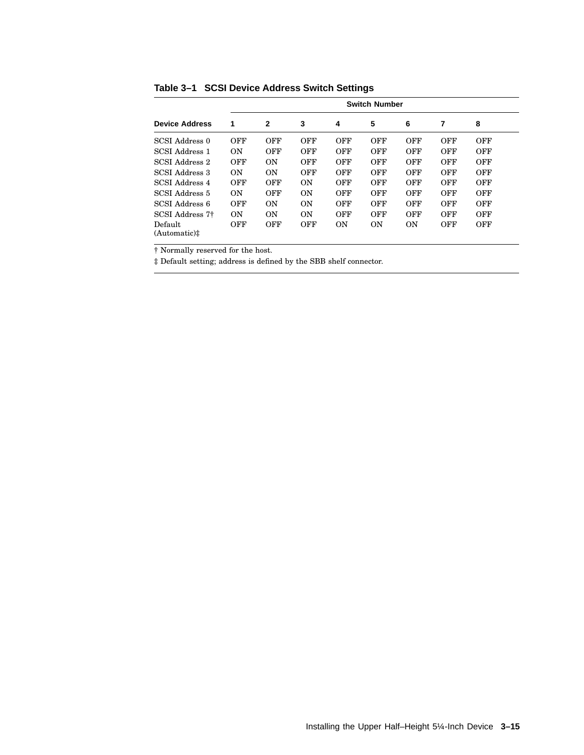**Table 3–1 SCSI Device Address Switch Settings**

| | Switch Number | | | | | | | |
|---|---|---|---|---|---|---|---|---|
| **Device Address** | **1** | **2** | **3** | **4** | **5** | **6** | **7** | **8** |
| SCSI Address 0 | OFF | OFF | OFF | OFF | OFF | OFF | OFF | OFF |
| SCSI Address 1 | ON | OFF | OFF | OFF | OFF | OFF | OFF | OFF |
| SCSI Address 2 | OFF | ON | OFF | OFF | OFF | OFF | OFF | OFF |
| SCSI Address 3 | ON | ON | OFF | OFF | OFF | OFF | OFF | OFF |
| SCSI Address 4 | OFF | OFF | ON | OFF | OFF | OFF | OFF | OFF |
| SCSI Address 5 | ON | OFF | ON | OFF | OFF | OFF | OFF | OFF |
| SCSI Address 6 | OFF | ON | ON | OFF | OFF | OFF | OFF | OFF |
| SCSI Address 7† | ON | ON | ON | OFF | OFF | OFF | OFF | OFF |
| Default (Automatic)‡ | OFF | OFF | OFF | ON | ON | ON | OFF | OFF |

† Normally reserved for the host.

‡ Default setting; address is defined by the SBB shelf connector.